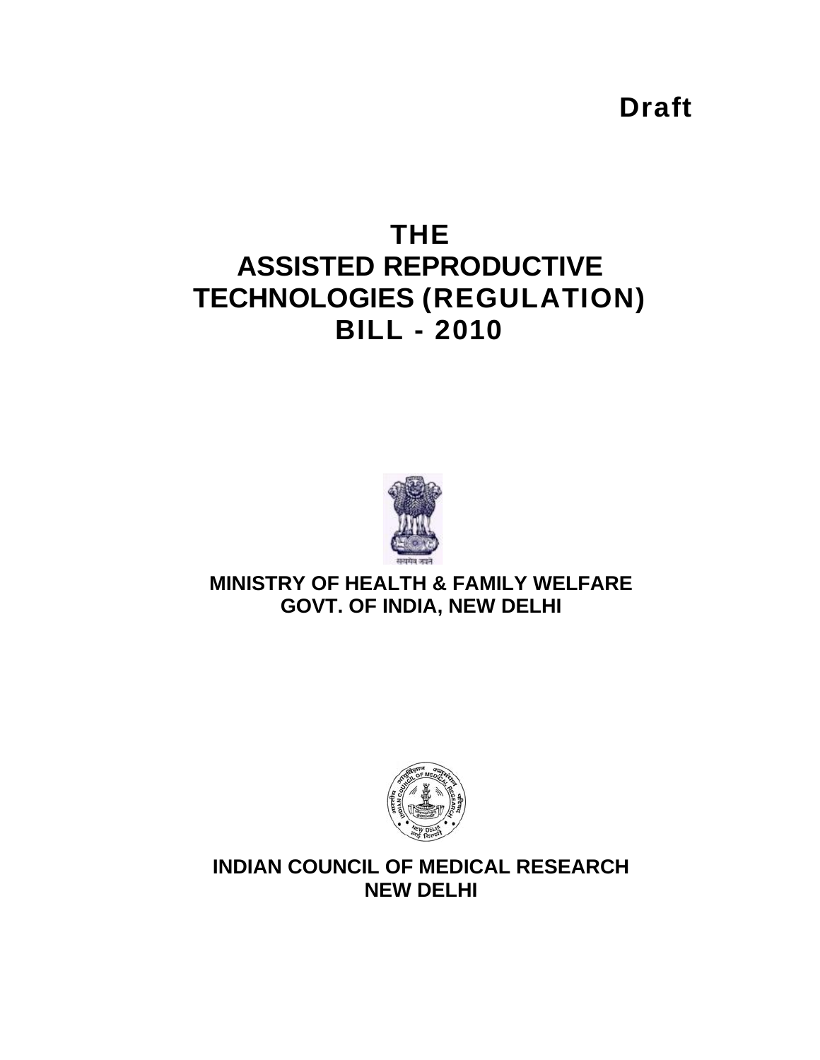Draft

# THE ASSISTED REPRODUCTIVE TECHNOLOGIES (REGULATION) BILL - 2010

**MINISTRY OF HEALTH & FAMILY WELFARE**
**GOVT. OF INDIA, NEW DELHI**

**INDIAN COUNCIL OF MEDICAL RESEARCH**
**NEW DELHI**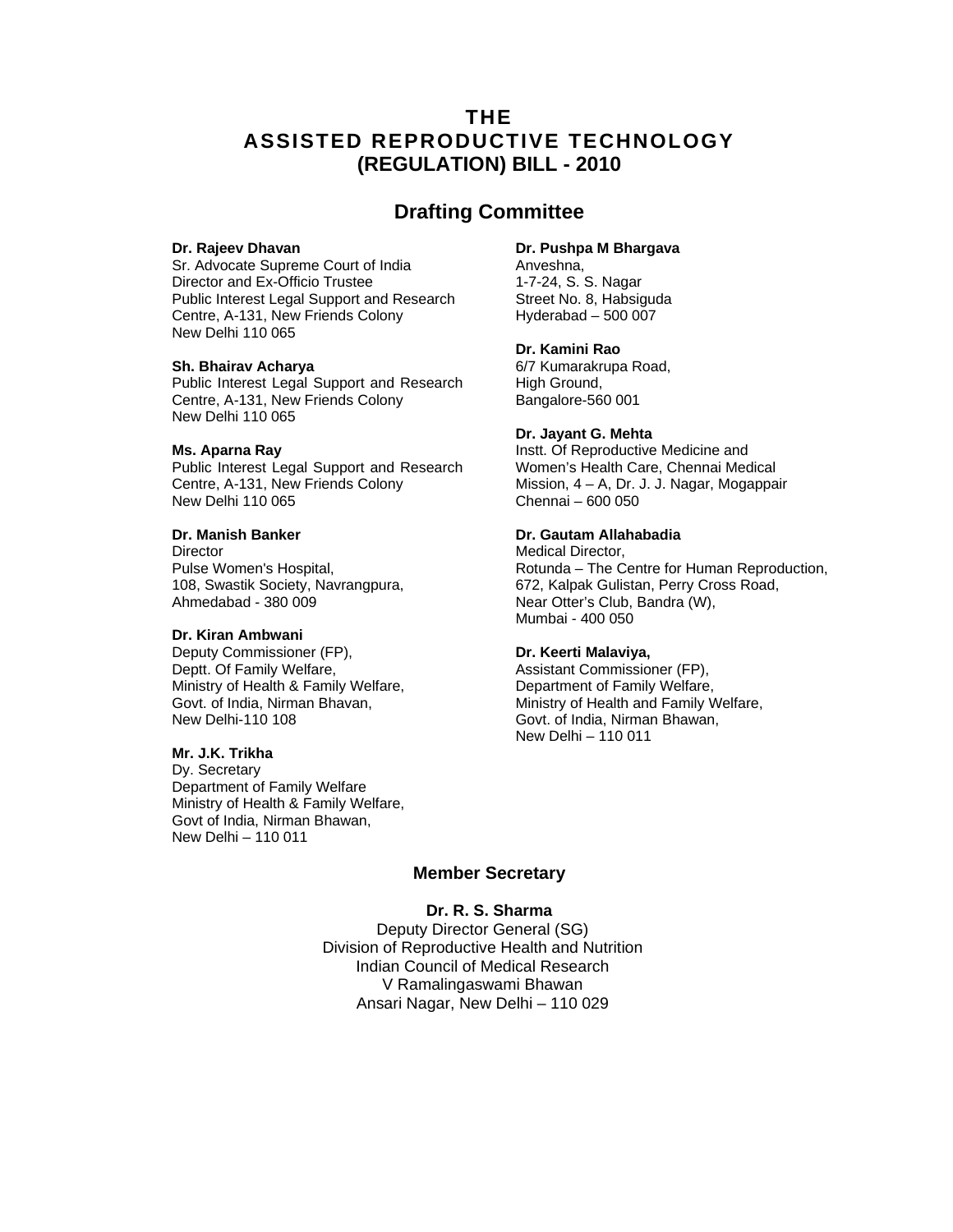# THE ASSISTED REPRODUCTIVE TECHNOLOGY (REGULATION) BILL - 2010

## Drafting Committee

**Dr. Rajeev Dhavan**
Sr. Advocate Supreme Court of India
Director and Ex-Officio Trustee
Public Interest Legal Support and Research Centre, A-131, New Friends Colony
New Delhi 110 065

**Sh. Bhairav Acharya**
Public Interest Legal Support and Research Centre, A-131, New Friends Colony
New Delhi 110 065

**Ms. Aparna Ray**
Public Interest Legal Support and Research Centre, A-131, New Friends Colony
New Delhi 110 065

**Dr. Manish Banker**
Director
Pulse Women's Hospital,
108, Swastik Society, Navrangpura,
Ahmedabad - 380 009

**Dr. Kiran Ambwani**
Deputy Commissioner (FP),
Deptt. Of Family Welfare,
Ministry of Health & Family Welfare,
Govt. of India, Nirman Bhavan,
New Delhi-110 108

**Mr. J.K. Trikha**
Dy. Secretary
Department of Family Welfare
Ministry of Health & Family Welfare,
Govt of India, Nirman Bhawan,
New Delhi – 110 011

**Dr. Pushpa M Bhargava**
Anveshna,
1-7-24, S. S. Nagar
Street No. 8, Habsiguda
Hyderabad – 500 007

**Dr. Kamini Rao**
6/7 Kumarakrupa Road,
High Ground,
Bangalore-560 001

**Dr. Jayant G. Mehta**
Instt. Of Reproductive Medicine and Women's Health Care, Chennai Medical Mission, 4 – A, Dr. J. J. Nagar, Mogappair
Chennai – 600 050

**Dr. Gautam Allahabadia**
Medical Director,
Rotunda – The Centre for Human Reproduction,
672, Kalpak Gulistan, Perry Cross Road,
Near Otter's Club, Bandra (W),
Mumbai - 400 050

**Dr. Keerti Malaviya,**
Assistant Commissioner (FP),
Department of Family Welfare,
Ministry of Health and Family Welfare,
Govt. of India, Nirman Bhawan,
New Delhi – 110 011

### Member Secretary

**Dr. R. S. Sharma**
Deputy Director General (SG)
Division of Reproductive Health and Nutrition
Indian Council of Medical Research
V Ramalingaswami Bhawan
Ansari Nagar, New Delhi – 110 029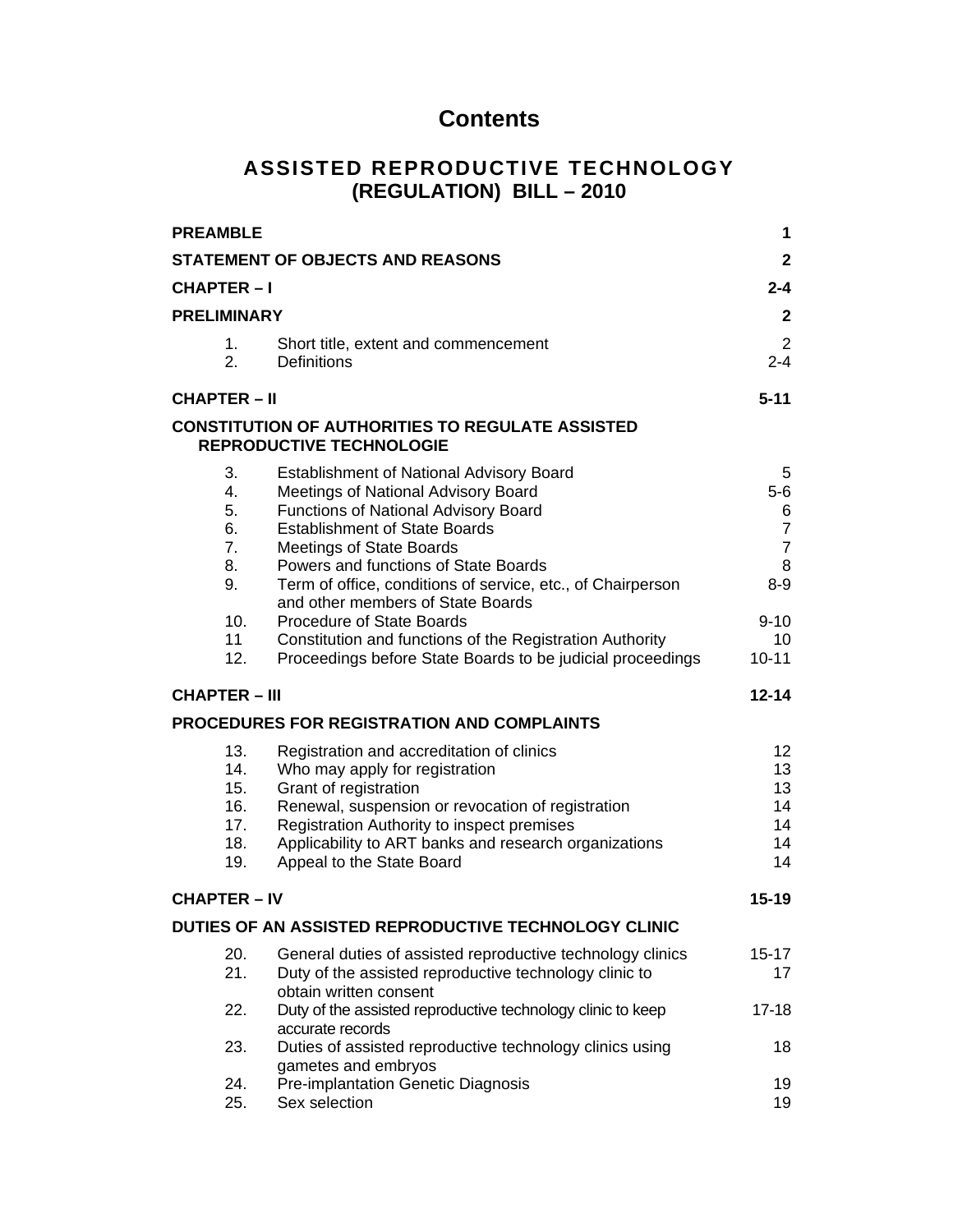# Contents

## ASSISTED REPRODUCTIVE TECHNOLOGY (REGULATION) BILL – 2010

| | | |
|---|---|---|
| **PREAMBLE** | | **1** |
| **STATEMENT OF OBJECTS AND REASONS** | | **2** |
| **CHAPTER – I** | | **2-4** |
| **PRELIMINARY** | | **2** |
| 1. | Short title, extent and commencement | 2 |
| 2. | Definitions | 2-4 |
| **CHAPTER – II** | | **5-11** |
| **CONSTITUTION OF AUTHORITIES TO REGULATE ASSISTED REPRODUCTIVE TECHNOLOGIE** | | |
| 3. | Establishment of National Advisory Board | 5 |
| 4. | Meetings of National Advisory Board | 5-6 |
| 5. | Functions of National Advisory Board | 6 |
| 6. | Establishment of State Boards | 7 |
| 7. | Meetings of State Boards | 7 |
| 8. | Powers and functions of State Boards | 8 |
| 9. | Term of office, conditions of service, etc., of Chairperson and other members of State Boards | 8-9 |
| 10. | Procedure of State Boards | 9-10 |
| 11 | Constitution and functions of the Registration Authority | 10 |
| 12. | Proceedings before State Boards to be judicial proceedings | 10-11 |
| **CHAPTER – III** | | **12-14** |
| **PROCEDURES FOR REGISTRATION AND COMPLAINTS** | | |
| 13. | Registration and accreditation of clinics | 12 |
| 14. | Who may apply for registration | 13 |
| 15. | Grant of registration | 13 |
| 16. | Renewal, suspension or revocation of registration | 14 |
| 17. | Registration Authority to inspect premises | 14 |
| 18. | Applicability to ART banks and research organizations | 14 |
| 19. | Appeal to the State Board | 14 |
| **CHAPTER – IV** | | **15-19** |
| **DUTIES OF AN ASSISTED REPRODUCTIVE TECHNOLOGY CLINIC** | | |
| 20. | General duties of assisted reproductive technology clinics | 15-17 |
| 21. | Duty of the assisted reproductive technology clinic to obtain written consent | 17 |
| 22. | Duty of the assisted reproductive technology clinic to keep accurate records | 17-18 |
| 23. | Duties of assisted reproductive technology clinics using gametes and embryos | 18 |
| 24. | Pre-implantation Genetic Diagnosis | 19 |
| 25. | Sex selection | 19 |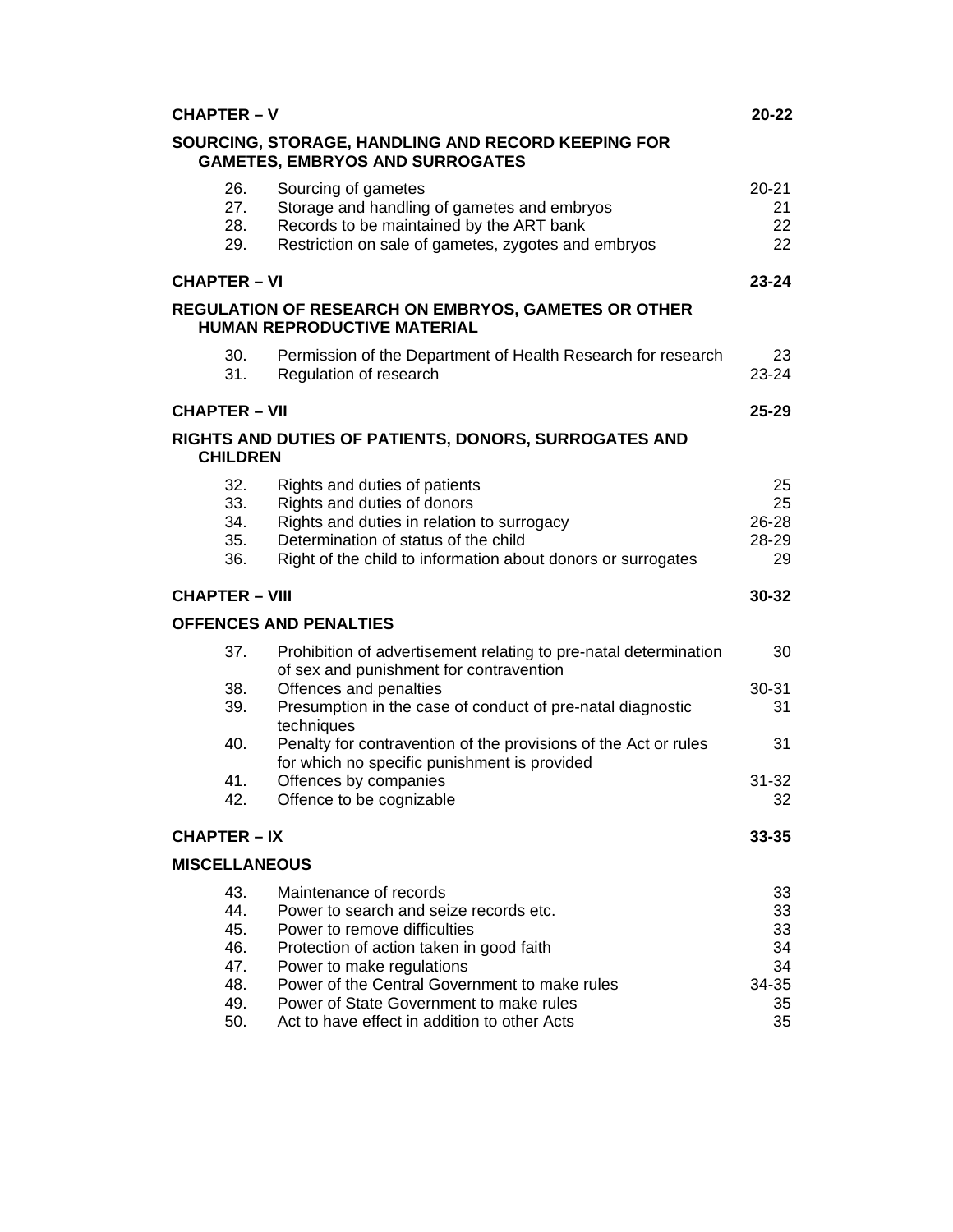| | | |
|---|---|---|
| **CHAPTER – V** | | **20-22** |
| **SOURCING, STORAGE, HANDLING AND RECORD KEEPING FOR GAMETES, EMBRYOS AND SURROGATES** | | |
| 26. | Sourcing of gametes | 20-21 |
| 27. | Storage and handling of gametes and embryos | 21 |
| 28. | Records to be maintained by the ART bank | 22 |
| 29. | Restriction on sale of gametes, zygotes and embryos | 22 |
| **CHAPTER – VI** | | **23-24** |
| **REGULATION OF RESEARCH ON EMBRYOS, GAMETES OR OTHER HUMAN REPRODUCTIVE MATERIAL** | | |
| 30. | Permission of the Department of Health Research for research | 23 |
| 31. | Regulation of research | 23-24 |
| **CHAPTER – VII** | | **25-29** |
| **RIGHTS AND DUTIES OF PATIENTS, DONORS, SURROGATES AND CHILDREN** | | |
| 32. | Rights and duties of patients | 25 |
| 33. | Rights and duties of donors | 25 |
| 34. | Rights and duties in relation to surrogacy | 26-28 |
| 35. | Determination of status of the child | 28-29 |
| 36. | Right of the child to information about donors or surrogates | 29 |
| **CHAPTER – VIII** | | **30-32** |
| **OFFENCES AND PENALTIES** | | |
| 37. | Prohibition of advertisement relating to pre-natal determination of sex and punishment for contravention | 30 |
| 38. | Offences and penalties | 30-31 |
| 39. | Presumption in the case of conduct of pre-natal diagnostic techniques | 31 |
| 40. | Penalty for contravention of the provisions of the Act or rules for which no specific punishment is provided | 31 |
| 41. | Offences by companies | 31-32 |
| 42. | Offence to be cognizable | 32 |
| **CHAPTER – IX** | | **33-35** |
| **MISCELLANEOUS** | | |
| 43. | Maintenance of records | 33 |
| 44. | Power to search and seize records etc. | 33 |
| 45. | Power to remove difficulties | 33 |
| 46. | Protection of action taken in good faith | 34 |
| 47. | Power to make regulations | 34 |
| 48. | Power of the Central Government to make rules | 34-35 |
| 49. | Power of State Government to make rules | 35 |
| 50. | Act to have effect in addition to other Acts | 35 |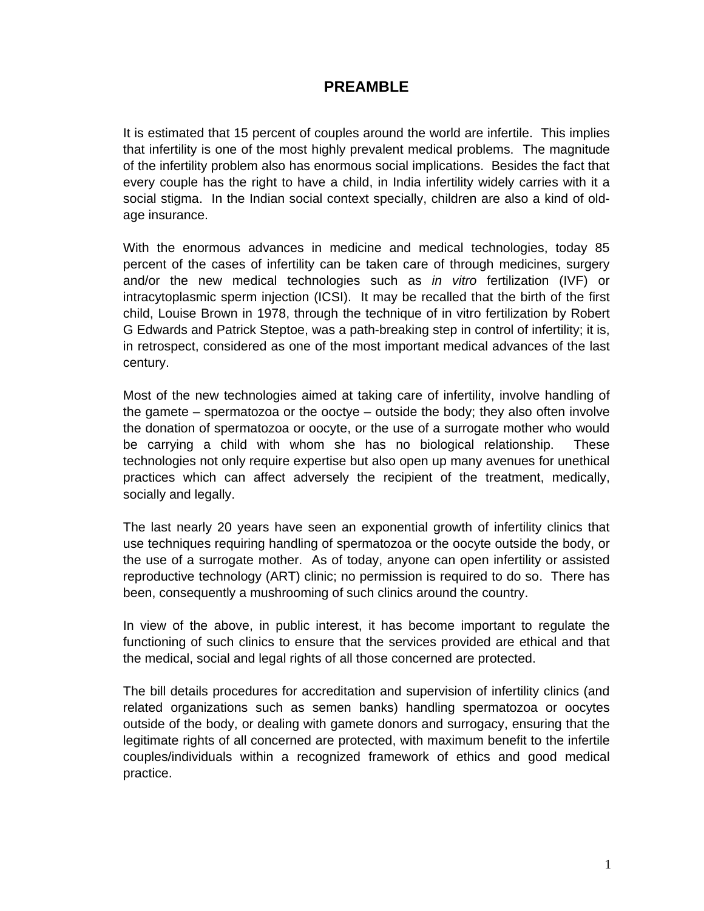# PREAMBLE

It is estimated that 15 percent of couples around the world are infertile. This implies that infertility is one of the most highly prevalent medical problems. The magnitude of the infertility problem also has enormous social implications. Besides the fact that every couple has the right to have a child, in India infertility widely carries with it a social stigma. In the Indian social context specially, children are also a kind of old-age insurance.

With the enormous advances in medicine and medical technologies, today 85 percent of the cases of infertility can be taken care of through medicines, surgery and/or the new medical technologies such as *in vitro* fertilization (IVF) or intracytoplasmic sperm injection (ICSI). It may be recalled that the birth of the first child, Louise Brown in 1978, through the technique of in vitro fertilization by Robert G Edwards and Patrick Steptoe, was a path-breaking step in control of infertility; it is, in retrospect, considered as one of the most important medical advances of the last century.

Most of the new technologies aimed at taking care of infertility, involve handling of the gamete – spermatozoa or the ooctye – outside the body; they also often involve the donation of spermatozoa or oocyte, or the use of a surrogate mother who would be carrying a child with whom she has no biological relationship. These technologies not only require expertise but also open up many avenues for unethical practices which can affect adversely the recipient of the treatment, medically, socially and legally.

The last nearly 20 years have seen an exponential growth of infertility clinics that use techniques requiring handling of spermatozoa or the oocyte outside the body, or the use of a surrogate mother. As of today, anyone can open infertility or assisted reproductive technology (ART) clinic; no permission is required to do so. There has been, consequently a mushrooming of such clinics around the country.

In view of the above, in public interest, it has become important to regulate the functioning of such clinics to ensure that the services provided are ethical and that the medical, social and legal rights of all those concerned are protected.

The bill details procedures for accreditation and supervision of infertility clinics (and related organizations such as semen banks) handling spermatozoa or oocytes outside of the body, or dealing with gamete donors and surrogacy, ensuring that the legitimate rights of all concerned are protected, with maximum benefit to the infertile couples/individuals within a recognized framework of ethics and good medical practice.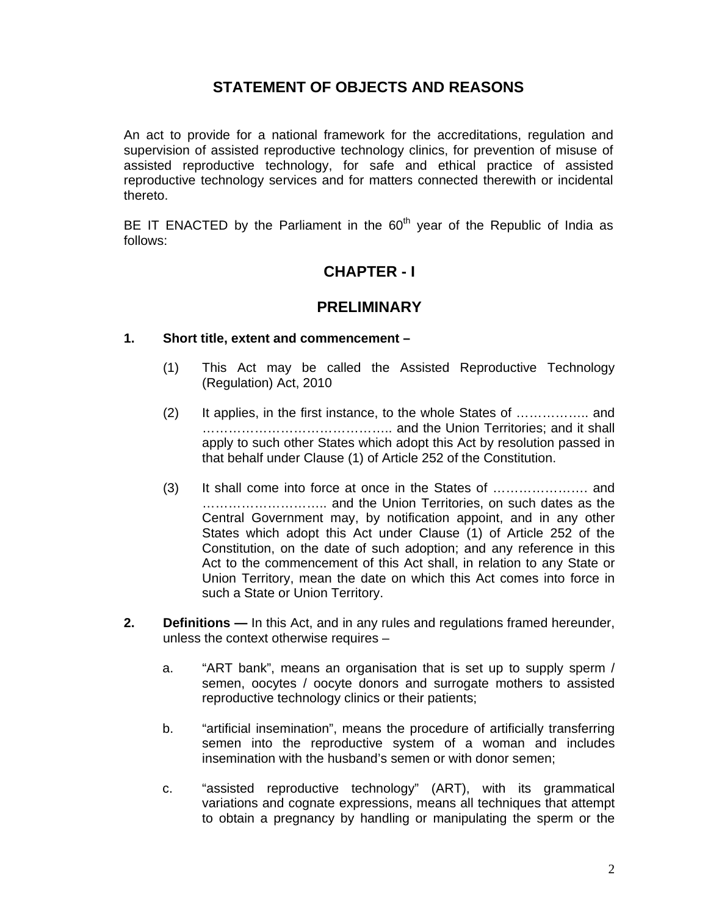## STATEMENT OF OBJECTS AND REASONS

An act to provide for a national framework for the accreditations, regulation and supervision of assisted reproductive technology clinics, for prevention of misuse of assisted reproductive technology, for safe and ethical practice of assisted reproductive technology services and for matters connected therewith or incidental thereto.

BE IT ENACTED by the Parliament in the 60th year of the Republic of India as follows:

## CHAPTER - I

## PRELIMINARY

**1. Short title, extent and commencement –**

(1) This Act may be called the Assisted Reproductive Technology (Regulation) Act, 2010

(2) It applies, in the first instance, to the whole States of …………….. and …………………………………….. and the Union Territories; and it shall apply to such other States which adopt this Act by resolution passed in that behalf under Clause (1) of Article 252 of the Constitution.

(3) It shall come into force at once in the States of …………………. and ……………………….. and the Union Territories, on such dates as the Central Government may, by notification appoint, and in any other States which adopt this Act under Clause (1) of Article 252 of the Constitution, on the date of such adoption; and any reference in this Act to the commencement of this Act shall, in relation to any State or Union Territory, mean the date on which this Act comes into force in such a State or Union Territory.

**2. Definitions —** In this Act, and in any rules and regulations framed hereunder, unless the context otherwise requires –

a. "ART bank", means an organisation that is set up to supply sperm / semen, oocytes / oocyte donors and surrogate mothers to assisted reproductive technology clinics or their patients;

b. "artificial insemination", means the procedure of artificially transferring semen into the reproductive system of a woman and includes insemination with the husband's semen or with donor semen;

c. "assisted reproductive technology" (ART), with its grammatical variations and cognate expressions, means all techniques that attempt to obtain a pregnancy by handling or manipulating the sperm or the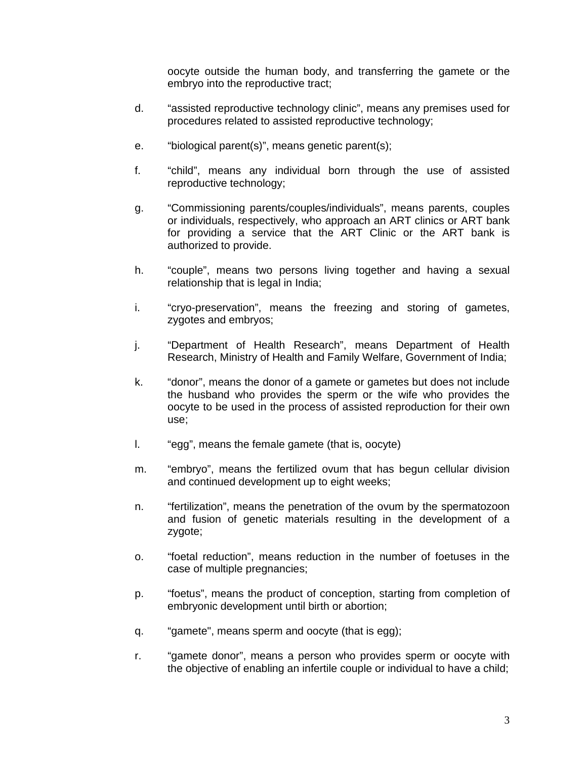oocyte outside the human body, and transferring the gamete or the embryo into the reproductive tract;

d. "assisted reproductive technology clinic", means any premises used for procedures related to assisted reproductive technology;

e. "biological parent(s)", means genetic parent(s);

f. "child", means any individual born through the use of assisted reproductive technology;

g. "Commissioning parents/couples/individuals", means parents, couples or individuals, respectively, who approach an ART clinics or ART bank for providing a service that the ART Clinic or the ART bank is authorized to provide.

h. "couple", means two persons living together and having a sexual relationship that is legal in India;

i. "cryo-preservation", means the freezing and storing of gametes, zygotes and embryos;

j. "Department of Health Research", means Department of Health Research, Ministry of Health and Family Welfare, Government of India;

k. "donor", means the donor of a gamete or gametes but does not include the husband who provides the sperm or the wife who provides the oocyte to be used in the process of assisted reproduction for their own use;

l. "egg", means the female gamete (that is, oocyte)

m. "embryo", means the fertilized ovum that has begun cellular division and continued development up to eight weeks;

n. "fertilization", means the penetration of the ovum by the spermatozoon and fusion of genetic materials resulting in the development of a zygote;

o. "foetal reduction", means reduction in the number of foetuses in the case of multiple pregnancies;

p. "foetus", means the product of conception, starting from completion of embryonic development until birth or abortion;

q. "gamete", means sperm and oocyte (that is egg);

r. "gamete donor", means a person who provides sperm or oocyte with the objective of enabling an infertile couple or individual to have a child;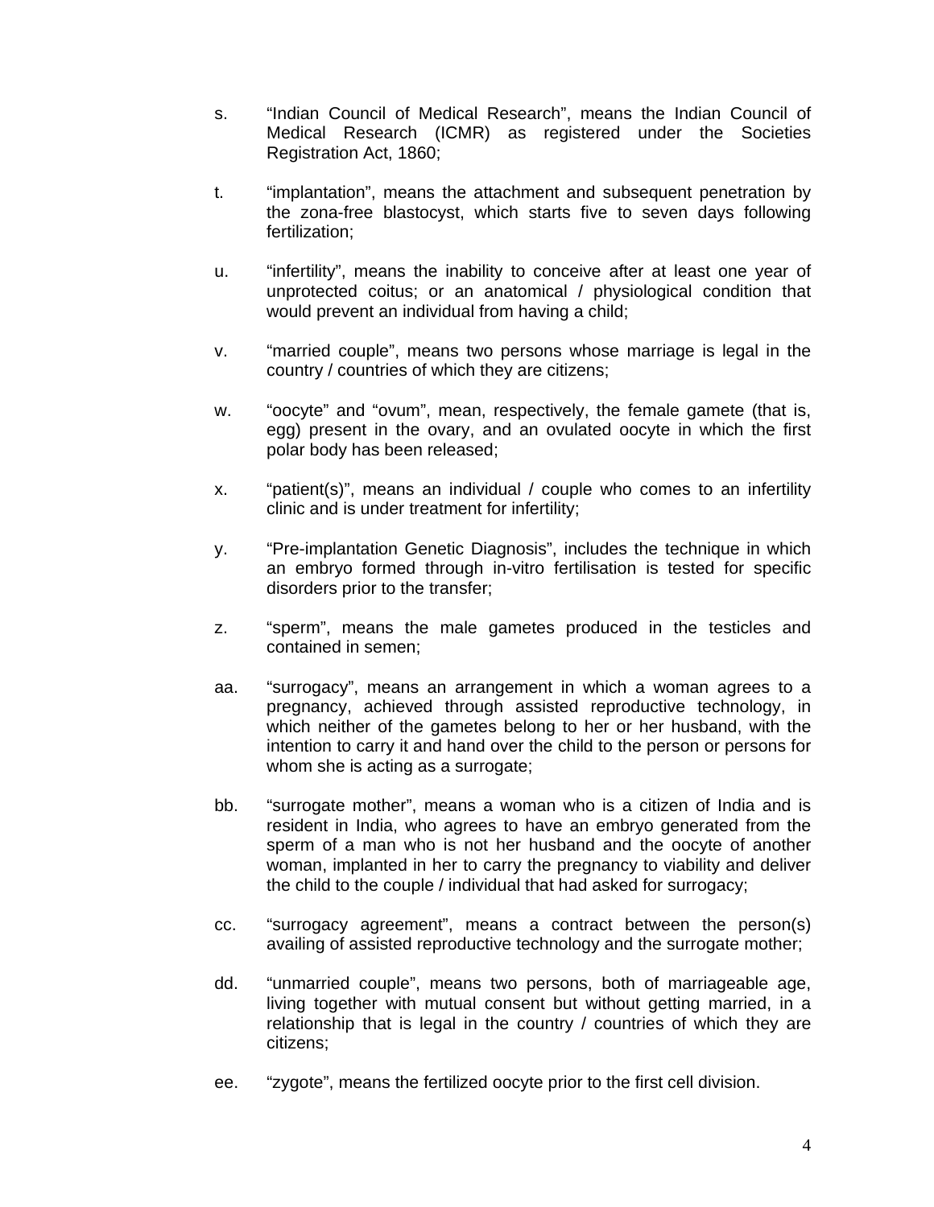s. "Indian Council of Medical Research", means the Indian Council of Medical Research (ICMR) as registered under the Societies Registration Act, 1860;

t. "implantation", means the attachment and subsequent penetration by the zona-free blastocyst, which starts five to seven days following fertilization;

u. "infertility", means the inability to conceive after at least one year of unprotected coitus; or an anatomical / physiological condition that would prevent an individual from having a child;

v. "married couple", means two persons whose marriage is legal in the country / countries of which they are citizens;

w. "oocyte" and "ovum", mean, respectively, the female gamete (that is, egg) present in the ovary, and an ovulated oocyte in which the first polar body has been released;

x. "patient(s)", means an individual / couple who comes to an infertility clinic and is under treatment for infertility;

y. "Pre-implantation Genetic Diagnosis", includes the technique in which an embryo formed through in-vitro fertilisation is tested for specific disorders prior to the transfer;

z. "sperm", means the male gametes produced in the testicles and contained in semen;

aa. "surrogacy", means an arrangement in which a woman agrees to a pregnancy, achieved through assisted reproductive technology, in which neither of the gametes belong to her or her husband, with the intention to carry it and hand over the child to the person or persons for whom she is acting as a surrogate;

bb. "surrogate mother", means a woman who is a citizen of India and is resident in India, who agrees to have an embryo generated from the sperm of a man who is not her husband and the oocyte of another woman, implanted in her to carry the pregnancy to viability and deliver the child to the couple / individual that had asked for surrogacy;

cc. "surrogacy agreement", means a contract between the person(s) availing of assisted reproductive technology and the surrogate mother;

dd. "unmarried couple", means two persons, both of marriageable age, living together with mutual consent but without getting married, in a relationship that is legal in the country / countries of which they are citizens;

ee. "zygote", means the fertilized oocyte prior to the first cell division.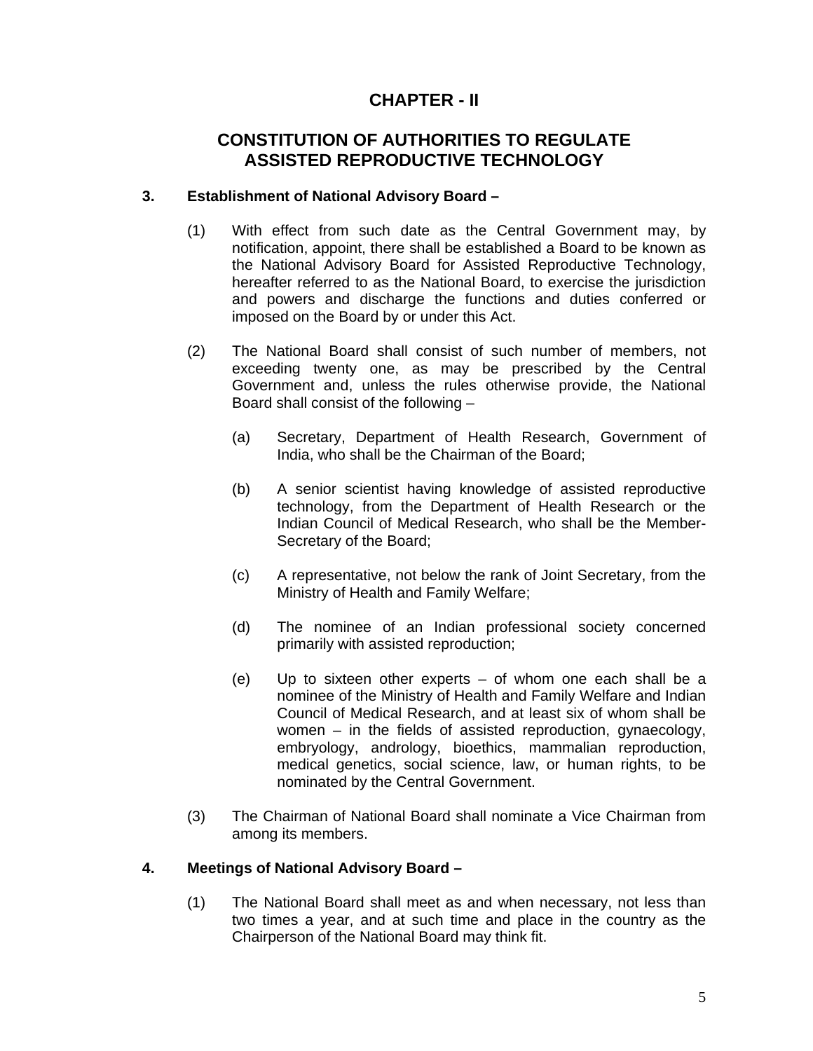# CHAPTER - II

## CONSTITUTION OF AUTHORITIES TO REGULATE ASSISTED REPRODUCTIVE TECHNOLOGY

**3. Establishment of National Advisory Board –**

(1) With effect from such date as the Central Government may, by notification, appoint, there shall be established a Board to be known as the National Advisory Board for Assisted Reproductive Technology, hereafter referred to as the National Board, to exercise the jurisdiction and powers and discharge the functions and duties conferred or imposed on the Board by or under this Act.

(2) The National Board shall consist of such number of members, not exceeding twenty one, as may be prescribed by the Central Government and, unless the rules otherwise provide, the National Board shall consist of the following –

(a) Secretary, Department of Health Research, Government of India, who shall be the Chairman of the Board;

(b) A senior scientist having knowledge of assisted reproductive technology, from the Department of Health Research or the Indian Council of Medical Research, who shall be the Member-Secretary of the Board;

(c) A representative, not below the rank of Joint Secretary, from the Ministry of Health and Family Welfare;

(d) The nominee of an Indian professional society concerned primarily with assisted reproduction;

(e) Up to sixteen other experts – of whom one each shall be a nominee of the Ministry of Health and Family Welfare and Indian Council of Medical Research, and at least six of whom shall be women – in the fields of assisted reproduction, gynaecology, embryology, andrology, bioethics, mammalian reproduction, medical genetics, social science, law, or human rights, to be nominated by the Central Government.

(3) The Chairman of National Board shall nominate a Vice Chairman from among its members.

**4. Meetings of National Advisory Board –**

(1) The National Board shall meet as and when necessary, not less than two times a year, and at such time and place in the country as the Chairperson of the National Board may think fit.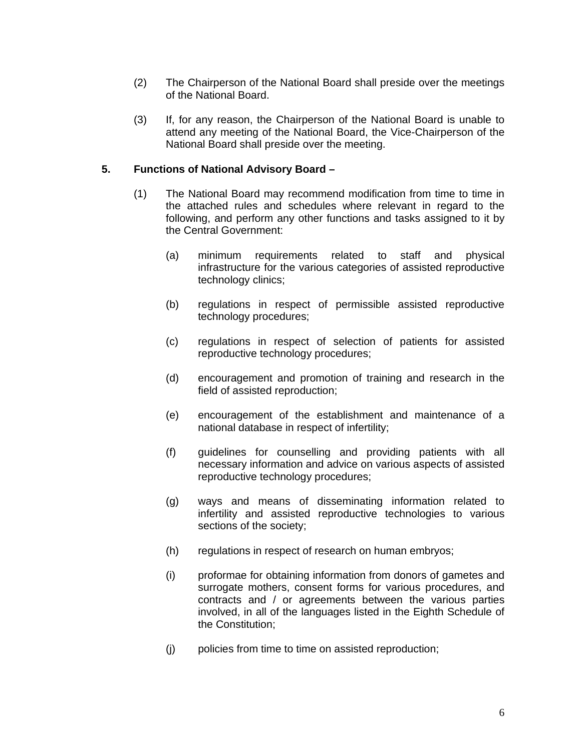(2) The Chairperson of the National Board shall preside over the meetings of the National Board.

(3) If, for any reason, the Chairperson of the National Board is unable to attend any meeting of the National Board, the Vice-Chairperson of the National Board shall preside over the meeting.

**5. Functions of National Advisory Board –**

(1) The National Board may recommend modification from time to time in the attached rules and schedules where relevant in regard to the following, and perform any other functions and tasks assigned to it by the Central Government:

(a) minimum requirements related to staff and physical infrastructure for the various categories of assisted reproductive technology clinics;

(b) regulations in respect of permissible assisted reproductive technology procedures;

(c) regulations in respect of selection of patients for assisted reproductive technology procedures;

(d) encouragement and promotion of training and research in the field of assisted reproduction;

(e) encouragement of the establishment and maintenance of a national database in respect of infertility;

(f) guidelines for counselling and providing patients with all necessary information and advice on various aspects of assisted reproductive technology procedures;

(g) ways and means of disseminating information related to infertility and assisted reproductive technologies to various sections of the society;

(h) regulations in respect of research on human embryos;

(i) proformae for obtaining information from donors of gametes and surrogate mothers, consent forms for various procedures, and contracts and / or agreements between the various parties involved, in all of the languages listed in the Eighth Schedule of the Constitution;

(j) policies from time to time on assisted reproduction;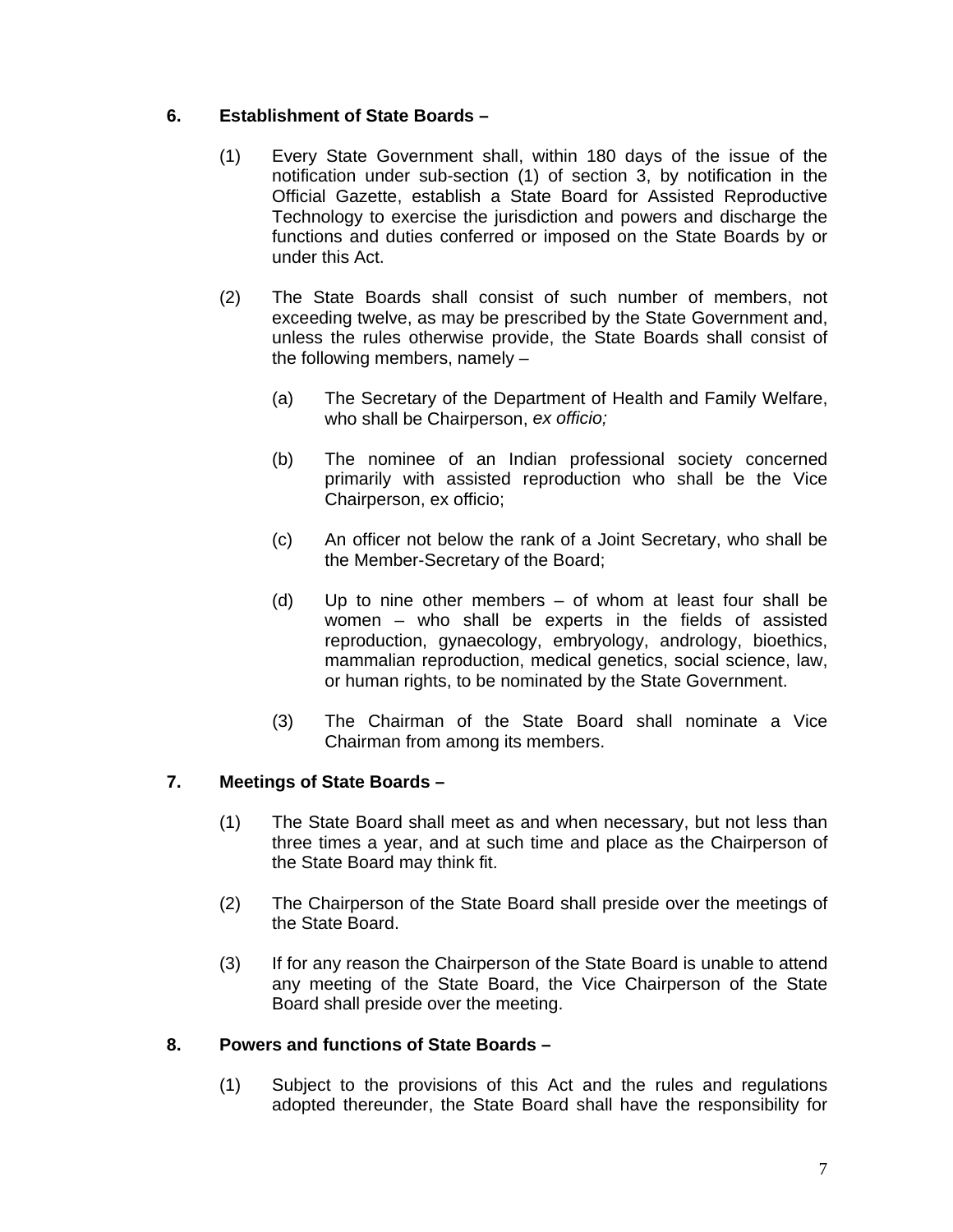**6. Establishment of State Boards –**

(1) Every State Government shall, within 180 days of the issue of the notification under sub-section (1) of section 3, by notification in the Official Gazette, establish a State Board for Assisted Reproductive Technology to exercise the jurisdiction and powers and discharge the functions and duties conferred or imposed on the State Boards by or under this Act.

(2) The State Boards shall consist of such number of members, not exceeding twelve, as may be prescribed by the State Government and, unless the rules otherwise provide, the State Boards shall consist of the following members, namely –

(a) The Secretary of the Department of Health and Family Welfare, who shall be Chairperson, *ex officio;*

(b) The nominee of an Indian professional society concerned primarily with assisted reproduction who shall be the Vice Chairperson, ex officio;

(c) An officer not below the rank of a Joint Secretary, who shall be the Member-Secretary of the Board;

(d) Up to nine other members – of whom at least four shall be women – who shall be experts in the fields of assisted reproduction, gynaecology, embryology, andrology, bioethics, mammalian reproduction, medical genetics, social science, law, or human rights, to be nominated by the State Government.

(3) The Chairman of the State Board shall nominate a Vice Chairman from among its members.

**7. Meetings of State Boards –**

(1) The State Board shall meet as and when necessary, but not less than three times a year, and at such time and place as the Chairperson of the State Board may think fit.

(2) The Chairperson of the State Board shall preside over the meetings of the State Board.

(3) If for any reason the Chairperson of the State Board is unable to attend any meeting of the State Board, the Vice Chairperson of the State Board shall preside over the meeting.

**8. Powers and functions of State Boards –**

(1) Subject to the provisions of this Act and the rules and regulations adopted thereunder, the State Board shall have the responsibility for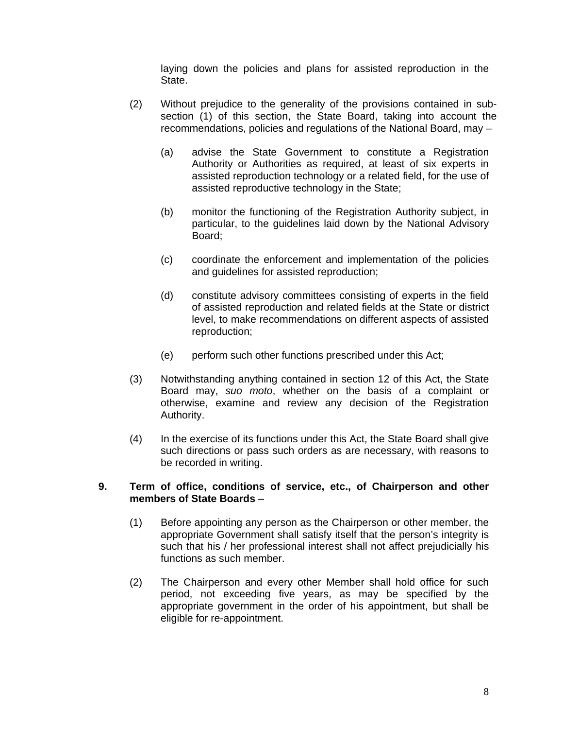laying down the policies and plans for assisted reproduction in the State.

(2) Without prejudice to the generality of the provisions contained in sub-section (1) of this section, the State Board, taking into account the recommendations, policies and regulations of the National Board, may –

(a) advise the State Government to constitute a Registration Authority or Authorities as required, at least of six experts in assisted reproduction technology or a related field, for the use of assisted reproductive technology in the State;

(b) monitor the functioning of the Registration Authority subject, in particular, to the guidelines laid down by the National Advisory Board;

(c) coordinate the enforcement and implementation of the policies and guidelines for assisted reproduction;

(d) constitute advisory committees consisting of experts in the field of assisted reproduction and related fields at the State or district level, to make recommendations on different aspects of assisted reproduction;

(e) perform such other functions prescribed under this Act;

(3) Notwithstanding anything contained in section 12 of this Act, the State Board may, *suo moto*, whether on the basis of a complaint or otherwise, examine and review any decision of the Registration Authority.

(4) In the exercise of its functions under this Act, the State Board shall give such directions or pass such orders as are necessary, with reasons to be recorded in writing.

**9. Term of office, conditions of service, etc., of Chairperson and other members of State Boards** –

(1) Before appointing any person as the Chairperson or other member, the appropriate Government shall satisfy itself that the person's integrity is such that his / her professional interest shall not affect prejudicially his functions as such member.

(2) The Chairperson and every other Member shall hold office for such period, not exceeding five years, as may be specified by the appropriate government in the order of his appointment, but shall be eligible for re-appointment.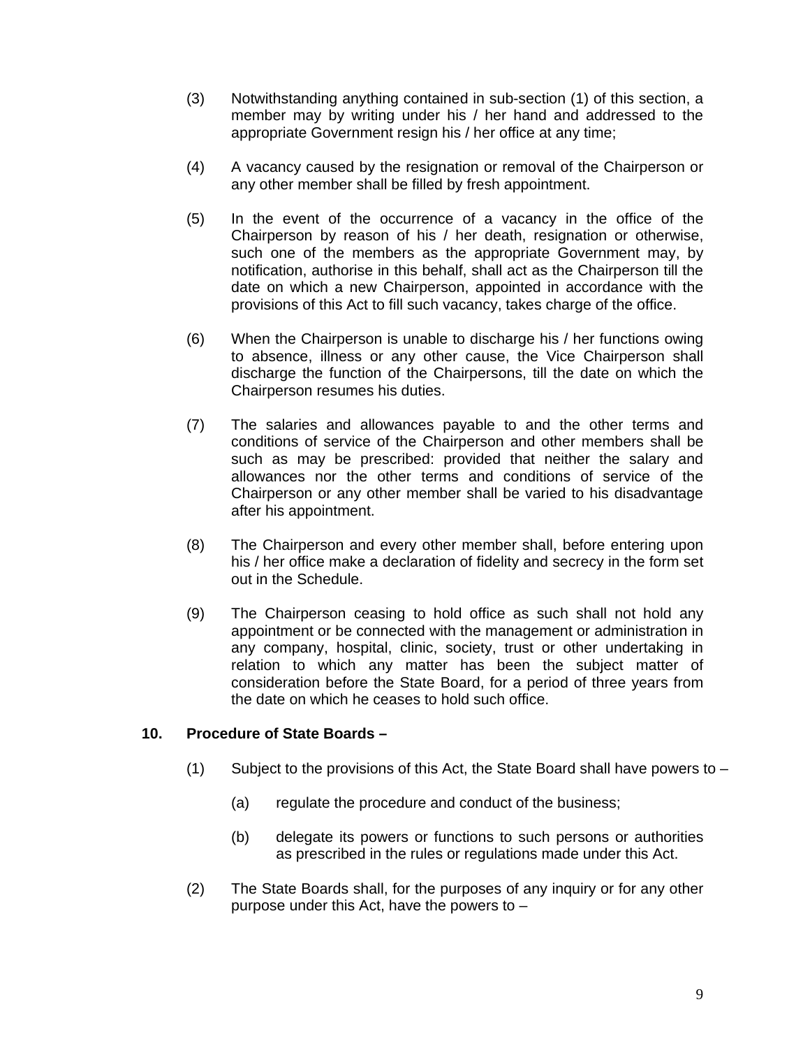(3) Notwithstanding anything contained in sub-section (1) of this section, a member may by writing under his / her hand and addressed to the appropriate Government resign his / her office at any time;

(4) A vacancy caused by the resignation or removal of the Chairperson or any other member shall be filled by fresh appointment.

(5) In the event of the occurrence of a vacancy in the office of the Chairperson by reason of his / her death, resignation or otherwise, such one of the members as the appropriate Government may, by notification, authorise in this behalf, shall act as the Chairperson till the date on which a new Chairperson, appointed in accordance with the provisions of this Act to fill such vacancy, takes charge of the office.

(6) When the Chairperson is unable to discharge his / her functions owing to absence, illness or any other cause, the Vice Chairperson shall discharge the function of the Chairpersons, till the date on which the Chairperson resumes his duties.

(7) The salaries and allowances payable to and the other terms and conditions of service of the Chairperson and other members shall be such as may be prescribed: provided that neither the salary and allowances nor the other terms and conditions of service of the Chairperson or any other member shall be varied to his disadvantage after his appointment.

(8) The Chairperson and every other member shall, before entering upon his / her office make a declaration of fidelity and secrecy in the form set out in the Schedule.

(9) The Chairperson ceasing to hold office as such shall not hold any appointment or be connected with the management or administration in any company, hospital, clinic, society, trust or other undertaking in relation to which any matter has been the subject matter of consideration before the State Board, for a period of three years from the date on which he ceases to hold such office.

**10. Procedure of State Boards –**

(1) Subject to the provisions of this Act, the State Board shall have powers to –

(a) regulate the procedure and conduct of the business;

(b) delegate its powers or functions to such persons or authorities as prescribed in the rules or regulations made under this Act.

(2) The State Boards shall, for the purposes of any inquiry or for any other purpose under this Act, have the powers to –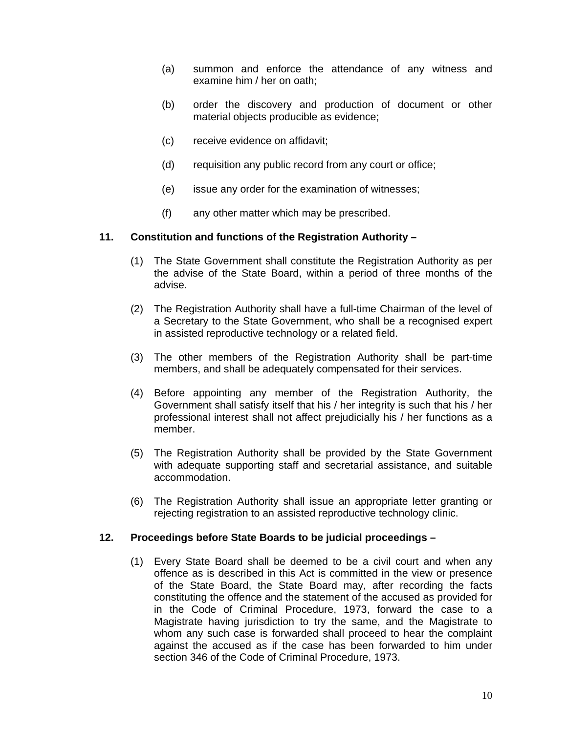(a) summon and enforce the attendance of any witness and examine him / her on oath;

(b) order the discovery and production of document or other material objects producible as evidence;

(c) receive evidence on affidavit;

(d) requisition any public record from any court or office;

(e) issue any order for the examination of witnesses;

(f) any other matter which may be prescribed.

**11. Constitution and functions of the Registration Authority –**

(1) The State Government shall constitute the Registration Authority as per the advise of the State Board, within a period of three months of the advise.

(2) The Registration Authority shall have a full-time Chairman of the level of a Secretary to the State Government, who shall be a recognised expert in assisted reproductive technology or a related field.

(3) The other members of the Registration Authority shall be part-time members, and shall be adequately compensated for their services.

(4) Before appointing any member of the Registration Authority, the Government shall satisfy itself that his / her integrity is such that his / her professional interest shall not affect prejudicially his / her functions as a member.

(5) The Registration Authority shall be provided by the State Government with adequate supporting staff and secretarial assistance, and suitable accommodation.

(6) The Registration Authority shall issue an appropriate letter granting or rejecting registration to an assisted reproductive technology clinic.

**12. Proceedings before State Boards to be judicial proceedings –**

(1) Every State Board shall be deemed to be a civil court and when any offence as is described in this Act is committed in the view or presence of the State Board, the State Board may, after recording the facts constituting the offence and the statement of the accused as provided for in the Code of Criminal Procedure, 1973, forward the case to a Magistrate having jurisdiction to try the same, and the Magistrate to whom any such case is forwarded shall proceed to hear the complaint against the accused as if the case has been forwarded to him under section 346 of the Code of Criminal Procedure, 1973.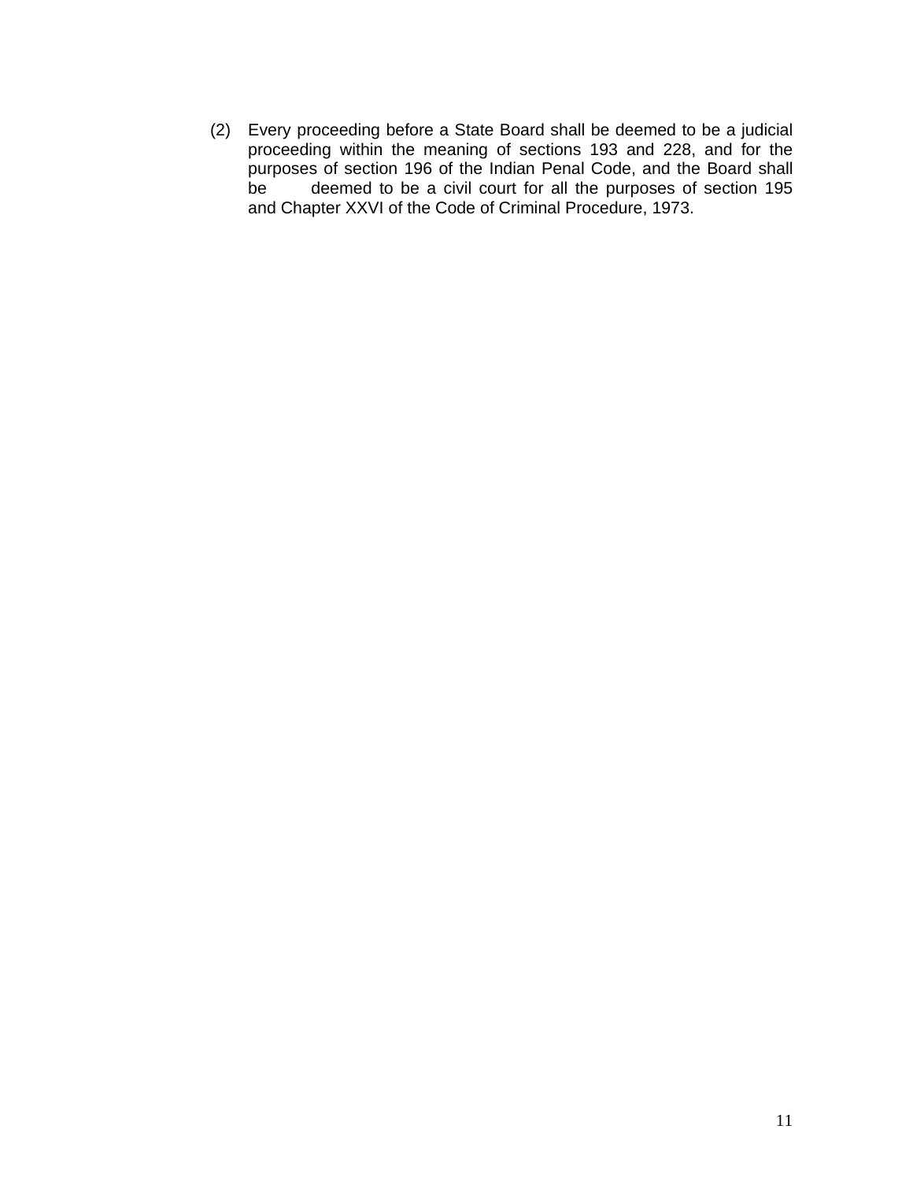(2) Every proceeding before a State Board shall be deemed to be a judicial proceeding within the meaning of sections 193 and 228, and for the purposes of section 196 of the Indian Penal Code, and the Board shall be deemed to be a civil court for all the purposes of section 195 and Chapter XXVI of the Code of Criminal Procedure, 1973.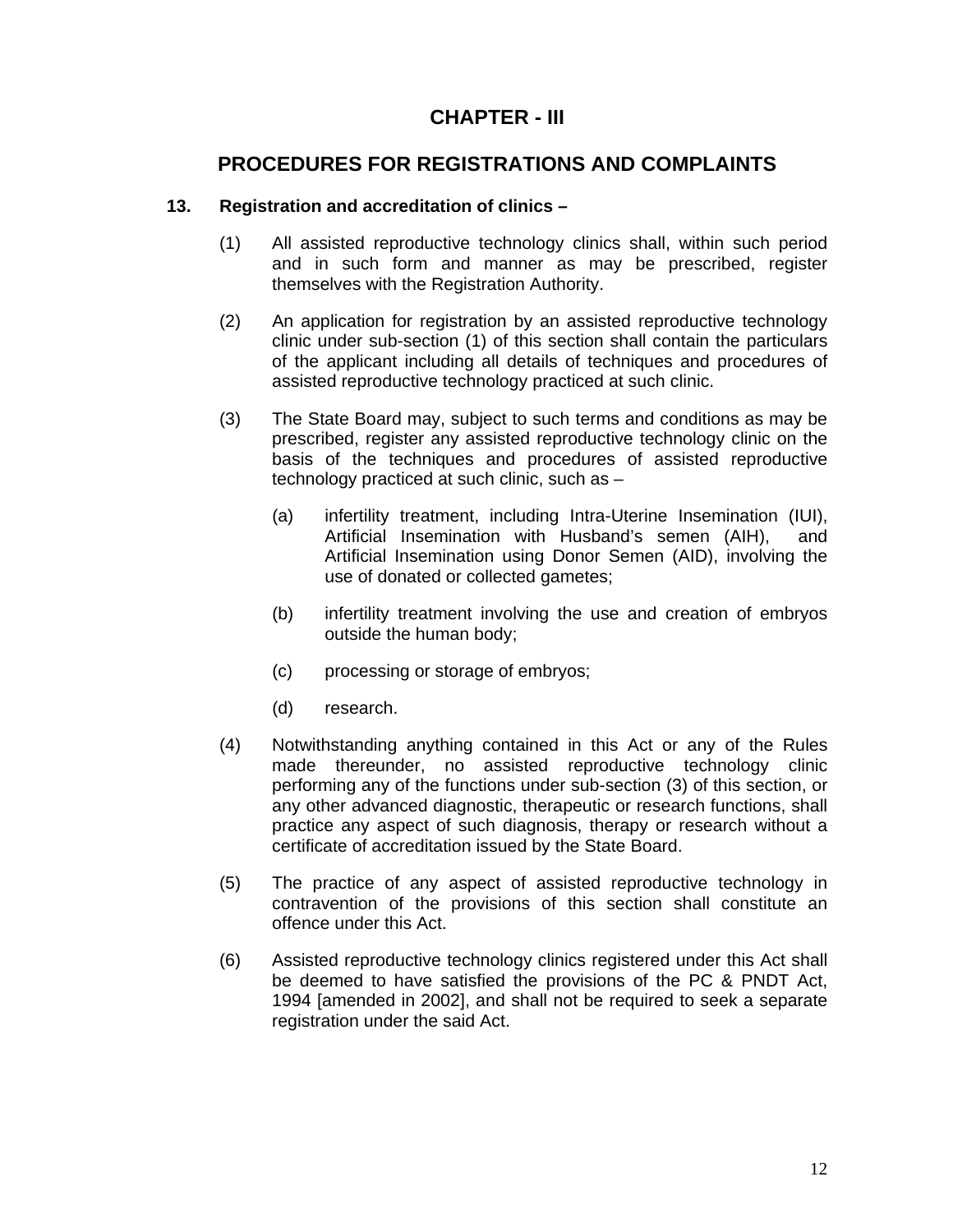# CHAPTER - III

## PROCEDURES FOR REGISTRATIONS AND COMPLAINTS

**13. Registration and accreditation of clinics –**

(1) All assisted reproductive technology clinics shall, within such period and in such form and manner as may be prescribed, register themselves with the Registration Authority.

(2) An application for registration by an assisted reproductive technology clinic under sub-section (1) of this section shall contain the particulars of the applicant including all details of techniques and procedures of assisted reproductive technology practiced at such clinic.

(3) The State Board may, subject to such terms and conditions as may be prescribed, register any assisted reproductive technology clinic on the basis of the techniques and procedures of assisted reproductive technology practiced at such clinic, such as –

(a) infertility treatment, including Intra-Uterine Insemination (IUI), Artificial Insemination with Husband's semen (AIH), and Artificial Insemination using Donor Semen (AID), involving the use of donated or collected gametes;

(b) infertility treatment involving the use and creation of embryos outside the human body;

(c) processing or storage of embryos;

(d) research.

(4) Notwithstanding anything contained in this Act or any of the Rules made thereunder, no assisted reproductive technology clinic performing any of the functions under sub-section (3) of this section, or any other advanced diagnostic, therapeutic or research functions, shall practice any aspect of such diagnosis, therapy or research without a certificate of accreditation issued by the State Board.

(5) The practice of any aspect of assisted reproductive technology in contravention of the provisions of this section shall constitute an offence under this Act.

(6) Assisted reproductive technology clinics registered under this Act shall be deemed to have satisfied the provisions of the PC & PNDT Act, 1994 [amended in 2002], and shall not be required to seek a separate registration under the said Act.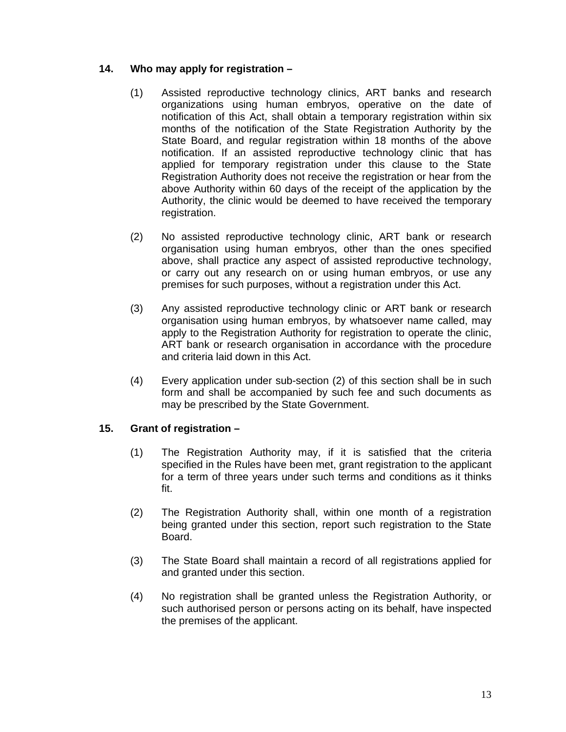**14. Who may apply for registration –**

(1) Assisted reproductive technology clinics, ART banks and research organizations using human embryos, operative on the date of notification of this Act, shall obtain a temporary registration within six months of the notification of the State Registration Authority by the State Board, and regular registration within 18 months of the above notification. If an assisted reproductive technology clinic that has applied for temporary registration under this clause to the State Registration Authority does not receive the registration or hear from the above Authority within 60 days of the receipt of the application by the Authority, the clinic would be deemed to have received the temporary registration.

(2) No assisted reproductive technology clinic, ART bank or research organisation using human embryos, other than the ones specified above, shall practice any aspect of assisted reproductive technology, or carry out any research on or using human embryos, or use any premises for such purposes, without a registration under this Act.

(3) Any assisted reproductive technology clinic or ART bank or research organisation using human embryos, by whatsoever name called, may apply to the Registration Authority for registration to operate the clinic, ART bank or research organisation in accordance with the procedure and criteria laid down in this Act.

(4) Every application under sub-section (2) of this section shall be in such form and shall be accompanied by such fee and such documents as may be prescribed by the State Government.

**15. Grant of registration –**

(1) The Registration Authority may, if it is satisfied that the criteria specified in the Rules have been met, grant registration to the applicant for a term of three years under such terms and conditions as it thinks fit.

(2) The Registration Authority shall, within one month of a registration being granted under this section, report such registration to the State Board.

(3) The State Board shall maintain a record of all registrations applied for and granted under this section.

(4) No registration shall be granted unless the Registration Authority, or such authorised person or persons acting on its behalf, have inspected the premises of the applicant.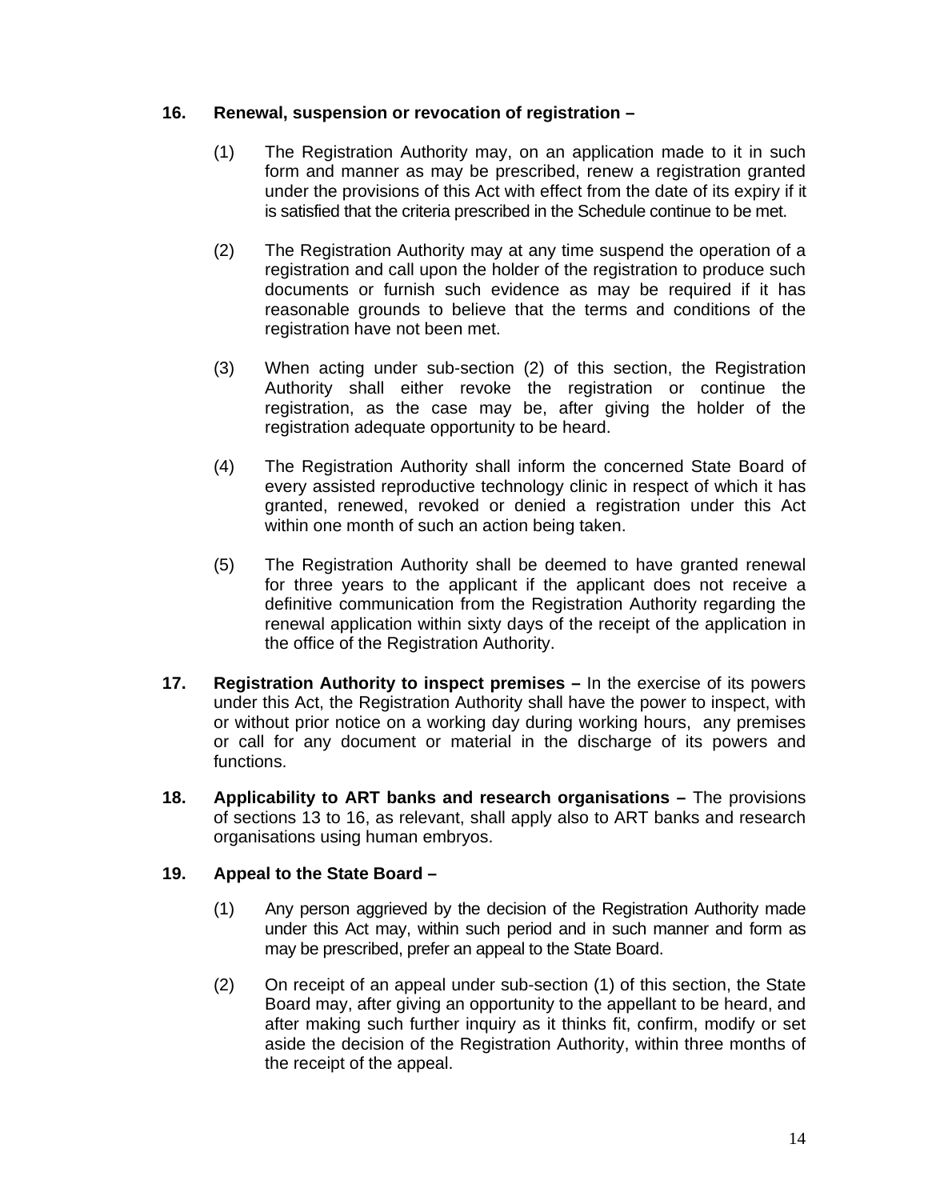**16. Renewal, suspension or revocation of registration –**

(1) The Registration Authority may, on an application made to it in such form and manner as may be prescribed, renew a registration granted under the provisions of this Act with effect from the date of its expiry if it is satisfied that the criteria prescribed in the Schedule continue to be met.

(2) The Registration Authority may at any time suspend the operation of a registration and call upon the holder of the registration to produce such documents or furnish such evidence as may be required if it has reasonable grounds to believe that the terms and conditions of the registration have not been met.

(3) When acting under sub-section (2) of this section, the Registration Authority shall either revoke the registration or continue the registration, as the case may be, after giving the holder of the registration adequate opportunity to be heard.

(4) The Registration Authority shall inform the concerned State Board of every assisted reproductive technology clinic in respect of which it has granted, renewed, revoked or denied a registration under this Act within one month of such an action being taken.

(5) The Registration Authority shall be deemed to have granted renewal for three years to the applicant if the applicant does not receive a definitive communication from the Registration Authority regarding the renewal application within sixty days of the receipt of the application in the office of the Registration Authority.

**17. Registration Authority to inspect premises –** In the exercise of its powers under this Act, the Registration Authority shall have the power to inspect, with or without prior notice on a working day during working hours, any premises or call for any document or material in the discharge of its powers and functions.

**18. Applicability to ART banks and research organisations –** The provisions of sections 13 to 16, as relevant, shall apply also to ART banks and research organisations using human embryos.

**19. Appeal to the State Board –**

(1) Any person aggrieved by the decision of the Registration Authority made under this Act may, within such period and in such manner and form as may be prescribed, prefer an appeal to the State Board.

(2) On receipt of an appeal under sub-section (1) of this section, the State Board may, after giving an opportunity to the appellant to be heard, and after making such further inquiry as it thinks fit, confirm, modify or set aside the decision of the Registration Authority, within three months of the receipt of the appeal.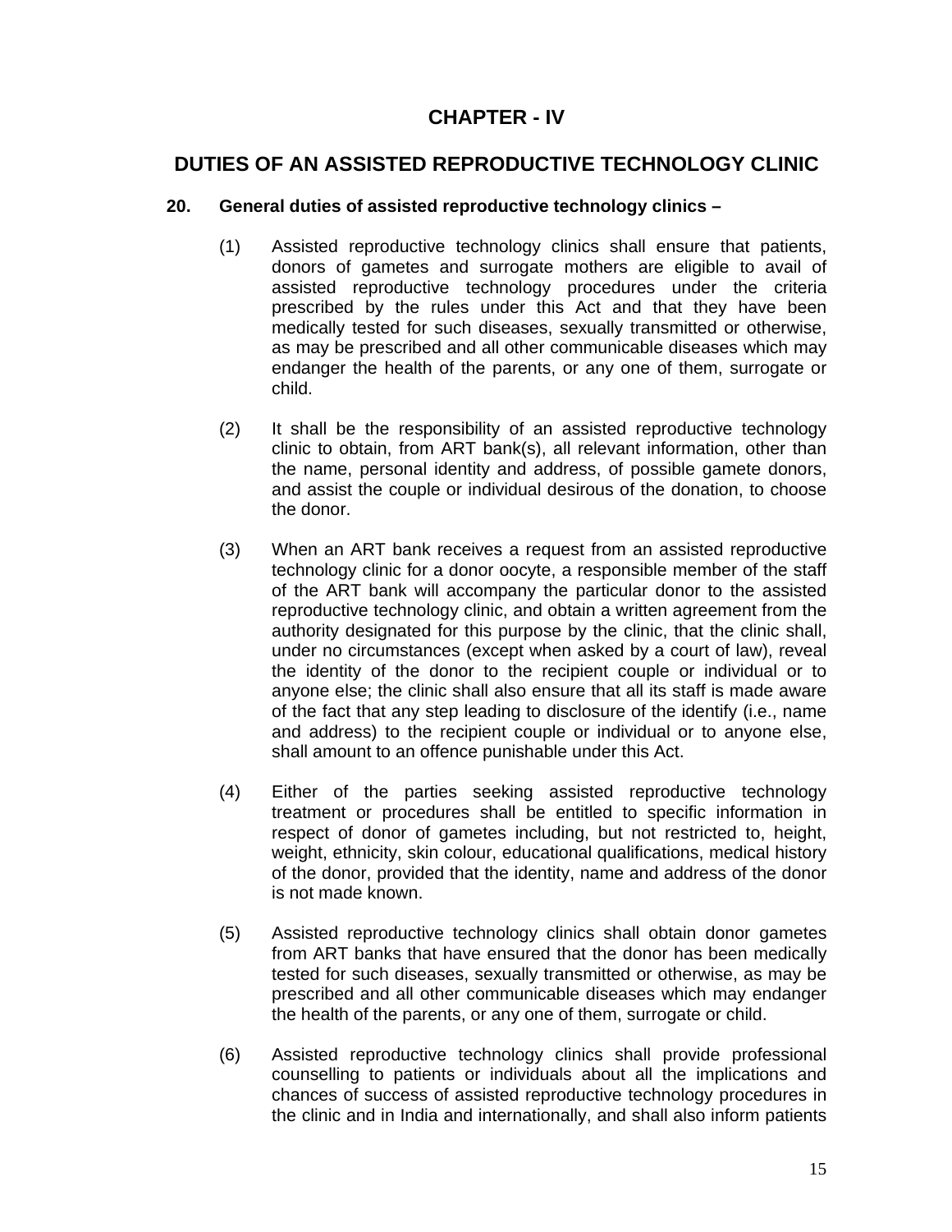# CHAPTER - IV

## DUTIES OF AN ASSISTED REPRODUCTIVE TECHNOLOGY CLINIC

**20. General duties of assisted reproductive technology clinics –**

(1) Assisted reproductive technology clinics shall ensure that patients, donors of gametes and surrogate mothers are eligible to avail of assisted reproductive technology procedures under the criteria prescribed by the rules under this Act and that they have been medically tested for such diseases, sexually transmitted or otherwise, as may be prescribed and all other communicable diseases which may endanger the health of the parents, or any one of them, surrogate or child.

(2) It shall be the responsibility of an assisted reproductive technology clinic to obtain, from ART bank(s), all relevant information, other than the name, personal identity and address, of possible gamete donors, and assist the couple or individual desirous of the donation, to choose the donor.

(3) When an ART bank receives a request from an assisted reproductive technology clinic for a donor oocyte, a responsible member of the staff of the ART bank will accompany the particular donor to the assisted reproductive technology clinic, and obtain a written agreement from the authority designated for this purpose by the clinic, that the clinic shall, under no circumstances (except when asked by a court of law), reveal the identity of the donor to the recipient couple or individual or to anyone else; the clinic shall also ensure that all its staff is made aware of the fact that any step leading to disclosure of the identify (i.e., name and address) to the recipient couple or individual or to anyone else, shall amount to an offence punishable under this Act.

(4) Either of the parties seeking assisted reproductive technology treatment or procedures shall be entitled to specific information in respect of donor of gametes including, but not restricted to, height, weight, ethnicity, skin colour, educational qualifications, medical history of the donor, provided that the identity, name and address of the donor is not made known.

(5) Assisted reproductive technology clinics shall obtain donor gametes from ART banks that have ensured that the donor has been medically tested for such diseases, sexually transmitted or otherwise, as may be prescribed and all other communicable diseases which may endanger the health of the parents, or any one of them, surrogate or child.

(6) Assisted reproductive technology clinics shall provide professional counselling to patients or individuals about all the implications and chances of success of assisted reproductive technology procedures in the clinic and in India and internationally, and shall also inform patients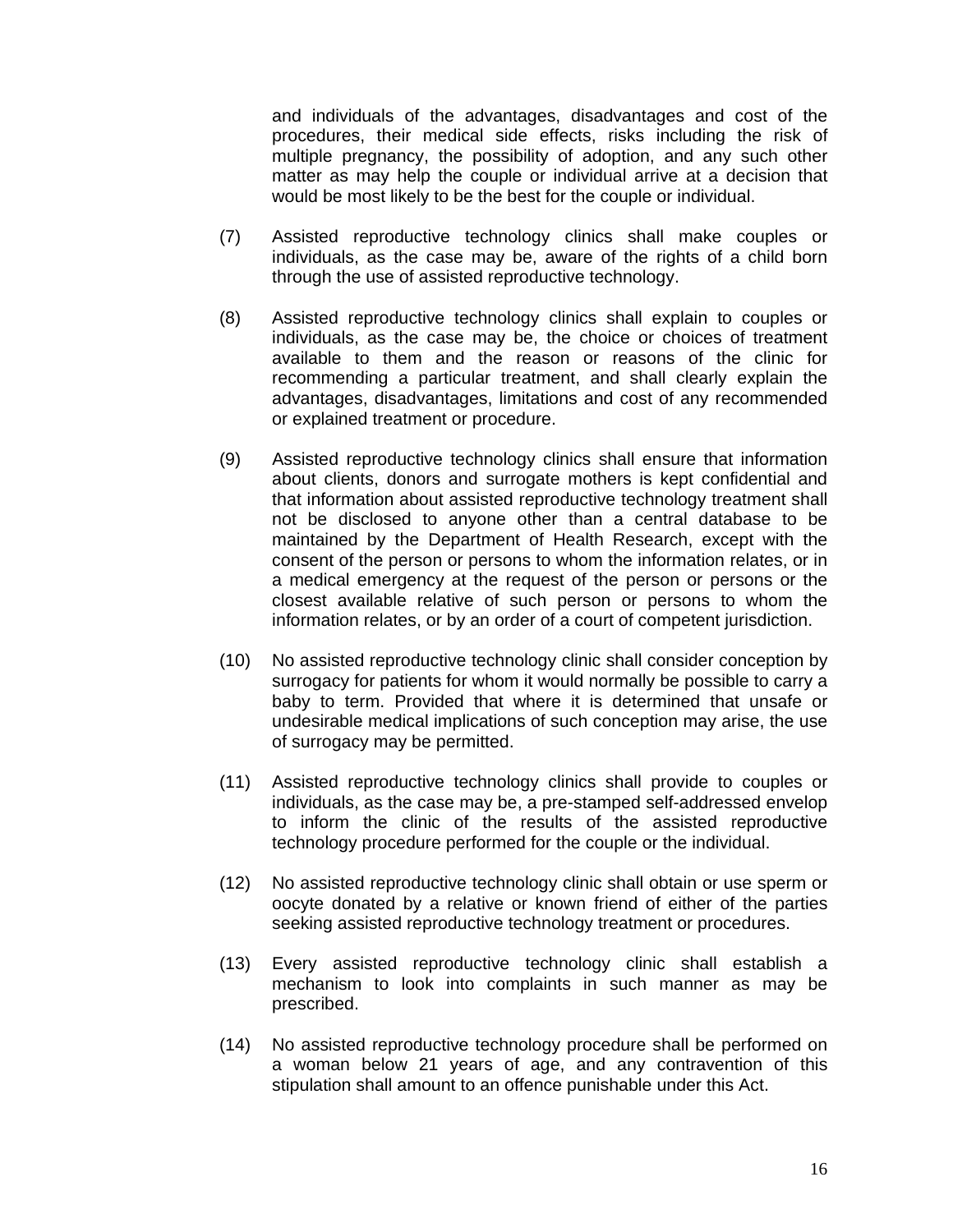and individuals of the advantages, disadvantages and cost of the procedures, their medical side effects, risks including the risk of multiple pregnancy, the possibility of adoption, and any such other matter as may help the couple or individual arrive at a decision that would be most likely to be the best for the couple or individual.

(7) Assisted reproductive technology clinics shall make couples or individuals, as the case may be, aware of the rights of a child born through the use of assisted reproductive technology.

(8) Assisted reproductive technology clinics shall explain to couples or individuals, as the case may be, the choice or choices of treatment available to them and the reason or reasons of the clinic for recommending a particular treatment, and shall clearly explain the advantages, disadvantages, limitations and cost of any recommended or explained treatment or procedure.

(9) Assisted reproductive technology clinics shall ensure that information about clients, donors and surrogate mothers is kept confidential and that information about assisted reproductive technology treatment shall not be disclosed to anyone other than a central database to be maintained by the Department of Health Research, except with the consent of the person or persons to whom the information relates, or in a medical emergency at the request of the person or persons or the closest available relative of such person or persons to whom the information relates, or by an order of a court of competent jurisdiction.

(10) No assisted reproductive technology clinic shall consider conception by surrogacy for patients for whom it would normally be possible to carry a baby to term. Provided that where it is determined that unsafe or undesirable medical implications of such conception may arise, the use of surrogacy may be permitted.

(11) Assisted reproductive technology clinics shall provide to couples or individuals, as the case may be, a pre-stamped self-addressed envelop to inform the clinic of the results of the assisted reproductive technology procedure performed for the couple or the individual.

(12) No assisted reproductive technology clinic shall obtain or use sperm or oocyte donated by a relative or known friend of either of the parties seeking assisted reproductive technology treatment or procedures.

(13) Every assisted reproductive technology clinic shall establish a mechanism to look into complaints in such manner as may be prescribed.

(14) No assisted reproductive technology procedure shall be performed on a woman below 21 years of age, and any contravention of this stipulation shall amount to an offence punishable under this Act.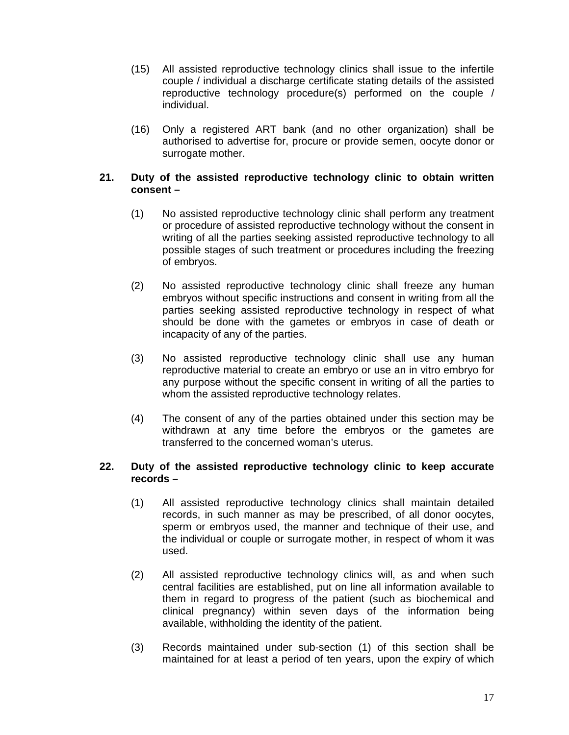(15) All assisted reproductive technology clinics shall issue to the infertile couple / individual a discharge certificate stating details of the assisted reproductive technology procedure(s) performed on the couple / individual.

(16) Only a registered ART bank (and no other organization) shall be authorised to advertise for, procure or provide semen, oocyte donor or surrogate mother.

**21. Duty of the assisted reproductive technology clinic to obtain written consent –**

(1) No assisted reproductive technology clinic shall perform any treatment or procedure of assisted reproductive technology without the consent in writing of all the parties seeking assisted reproductive technology to all possible stages of such treatment or procedures including the freezing of embryos.

(2) No assisted reproductive technology clinic shall freeze any human embryos without specific instructions and consent in writing from all the parties seeking assisted reproductive technology in respect of what should be done with the gametes or embryos in case of death or incapacity of any of the parties.

(3) No assisted reproductive technology clinic shall use any human reproductive material to create an embryo or use an in vitro embryo for any purpose without the specific consent in writing of all the parties to whom the assisted reproductive technology relates.

(4) The consent of any of the parties obtained under this section may be withdrawn at any time before the embryos or the gametes are transferred to the concerned woman's uterus.

**22. Duty of the assisted reproductive technology clinic to keep accurate records –**

(1) All assisted reproductive technology clinics shall maintain detailed records, in such manner as may be prescribed, of all donor oocytes, sperm or embryos used, the manner and technique of their use, and the individual or couple or surrogate mother, in respect of whom it was used.

(2) All assisted reproductive technology clinics will, as and when such central facilities are established, put on line all information available to them in regard to progress of the patient (such as biochemical and clinical pregnancy) within seven days of the information being available, withholding the identity of the patient.

(3) Records maintained under sub-section (1) of this section shall be maintained for at least a period of ten years, upon the expiry of which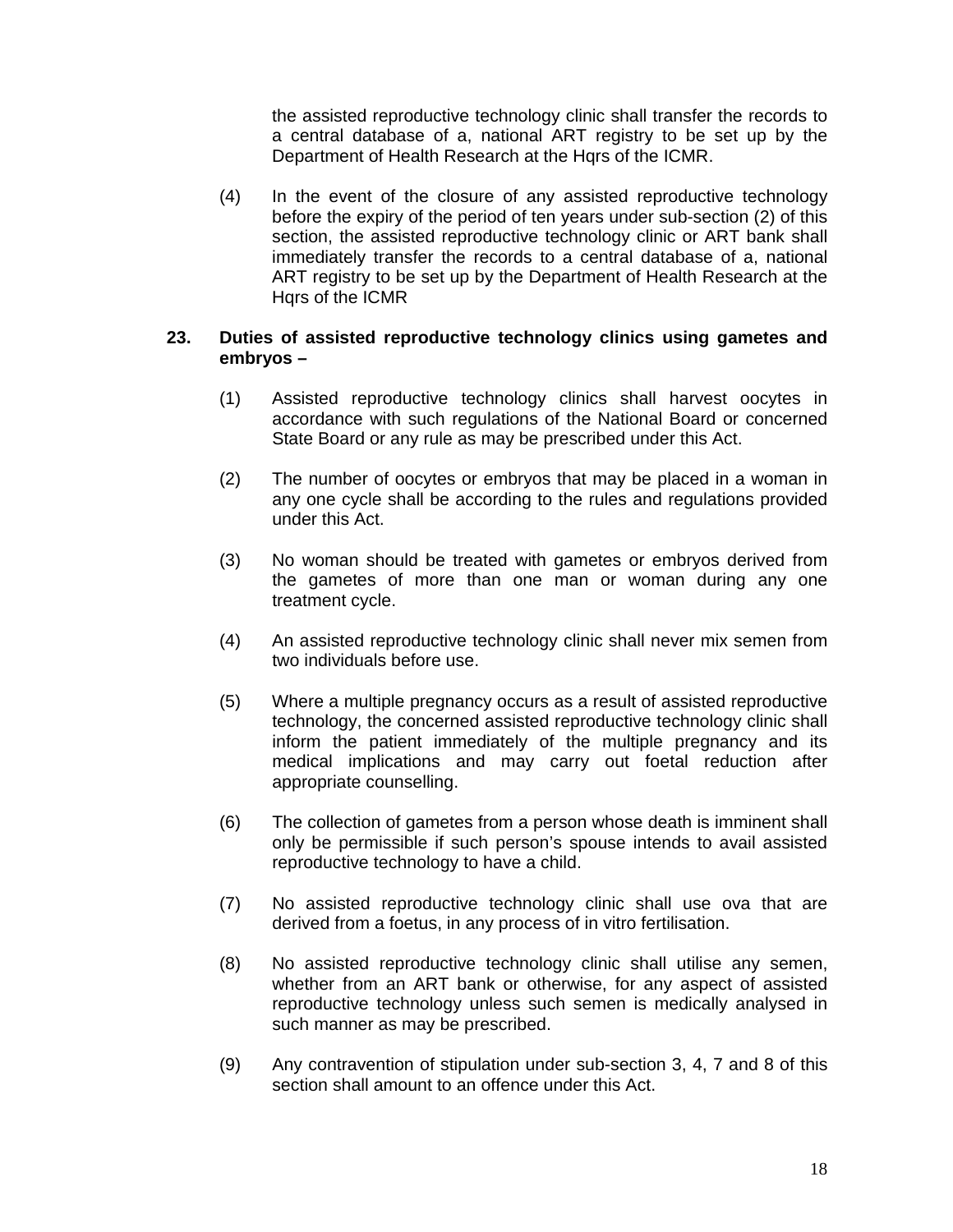the assisted reproductive technology clinic shall transfer the records to a central database of a, national ART registry to be set up by the Department of Health Research at the Hqrs of the ICMR.

(4) In the event of the closure of any assisted reproductive technology before the expiry of the period of ten years under sub-section (2) of this section, the assisted reproductive technology clinic or ART bank shall immediately transfer the records to a central database of a, national ART registry to be set up by the Department of Health Research at the Hqrs of the ICMR

**23. Duties of assisted reproductive technology clinics using gametes and embryos –**

(1) Assisted reproductive technology clinics shall harvest oocytes in accordance with such regulations of the National Board or concerned State Board or any rule as may be prescribed under this Act.

(2) The number of oocytes or embryos that may be placed in a woman in any one cycle shall be according to the rules and regulations provided under this Act.

(3) No woman should be treated with gametes or embryos derived from the gametes of more than one man or woman during any one treatment cycle.

(4) An assisted reproductive technology clinic shall never mix semen from two individuals before use.

(5) Where a multiple pregnancy occurs as a result of assisted reproductive technology, the concerned assisted reproductive technology clinic shall inform the patient immediately of the multiple pregnancy and its medical implications and may carry out foetal reduction after appropriate counselling.

(6) The collection of gametes from a person whose death is imminent shall only be permissible if such person's spouse intends to avail assisted reproductive technology to have a child.

(7) No assisted reproductive technology clinic shall use ova that are derived from a foetus, in any process of in vitro fertilisation.

(8) No assisted reproductive technology clinic shall utilise any semen, whether from an ART bank or otherwise, for any aspect of assisted reproductive technology unless such semen is medically analysed in such manner as may be prescribed.

(9) Any contravention of stipulation under sub-section 3, 4, 7 and 8 of this section shall amount to an offence under this Act.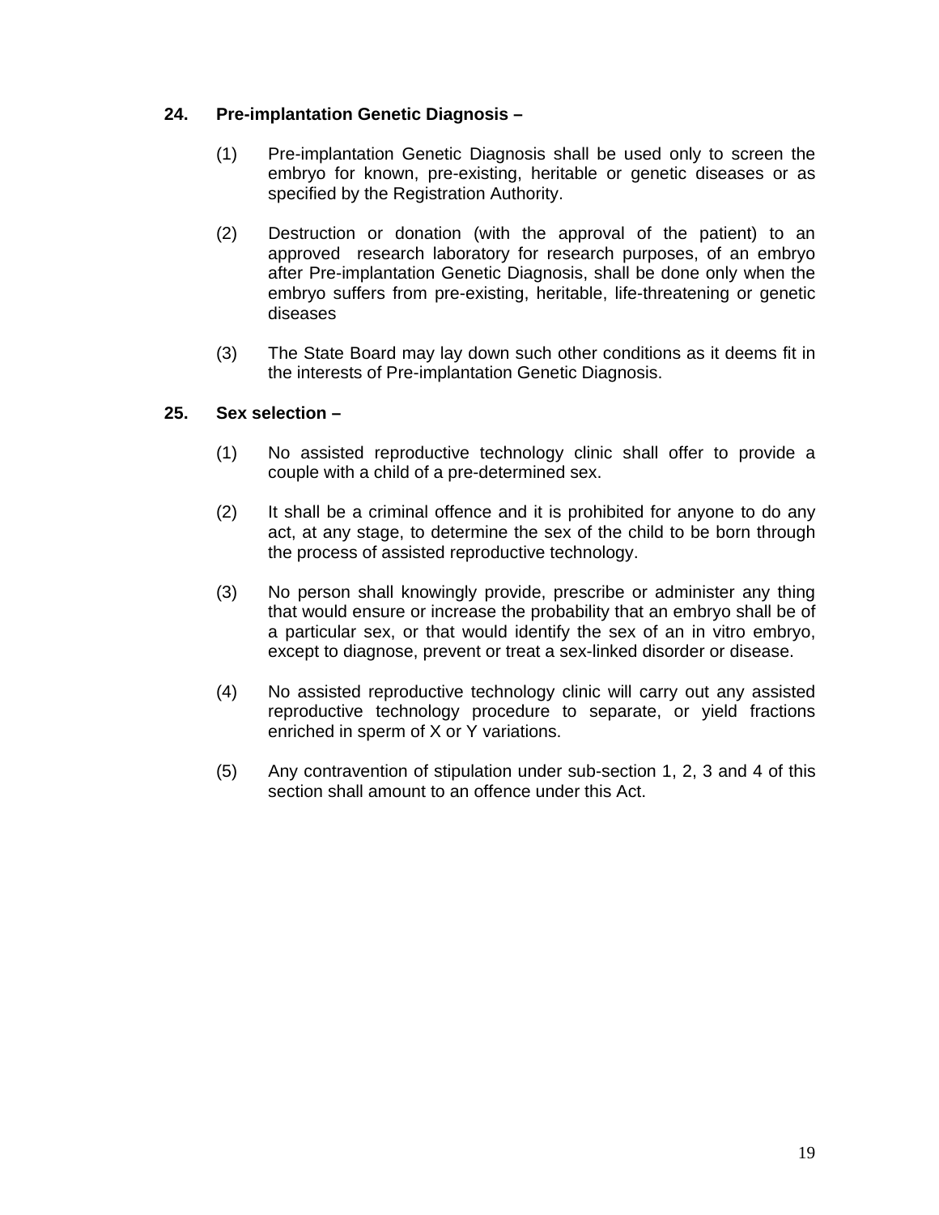**24. Pre-implantation Genetic Diagnosis –**

(1) Pre-implantation Genetic Diagnosis shall be used only to screen the embryo for known, pre-existing, heritable or genetic diseases or as specified by the Registration Authority.

(2) Destruction or donation (with the approval of the patient) to an approved research laboratory for research purposes, of an embryo after Pre-implantation Genetic Diagnosis, shall be done only when the embryo suffers from pre-existing, heritable, life-threatening or genetic diseases

(3) The State Board may lay down such other conditions as it deems fit in the interests of Pre-implantation Genetic Diagnosis.

**25. Sex selection –**

(1) No assisted reproductive technology clinic shall offer to provide a couple with a child of a pre-determined sex.

(2) It shall be a criminal offence and it is prohibited for anyone to do any act, at any stage, to determine the sex of the child to be born through the process of assisted reproductive technology.

(3) No person shall knowingly provide, prescribe or administer any thing that would ensure or increase the probability that an embryo shall be of a particular sex, or that would identify the sex of an in vitro embryo, except to diagnose, prevent or treat a sex-linked disorder or disease.

(4) No assisted reproductive technology clinic will carry out any assisted reproductive technology procedure to separate, or yield fractions enriched in sperm of X or Y variations.

(5) Any contravention of stipulation under sub-section 1, 2, 3 and 4 of this section shall amount to an offence under this Act.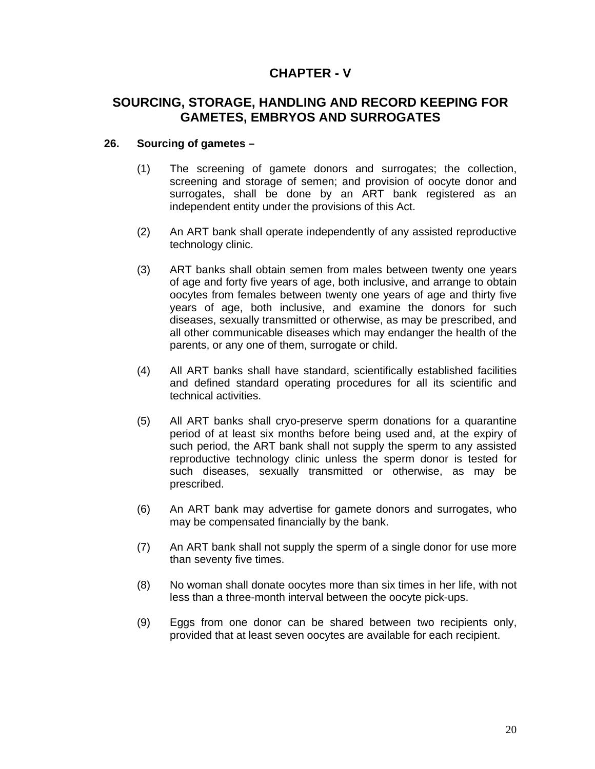# CHAPTER - V

## SOURCING, STORAGE, HANDLING AND RECORD KEEPING FOR GAMETES, EMBRYOS AND SURROGATES

**26. Sourcing of gametes –**

(1) The screening of gamete donors and surrogates; the collection, screening and storage of semen; and provision of oocyte donor and surrogates, shall be done by an ART bank registered as an independent entity under the provisions of this Act.

(2) An ART bank shall operate independently of any assisted reproductive technology clinic.

(3) ART banks shall obtain semen from males between twenty one years of age and forty five years of age, both inclusive, and arrange to obtain oocytes from females between twenty one years of age and thirty five years of age, both inclusive, and examine the donors for such diseases, sexually transmitted or otherwise, as may be prescribed, and all other communicable diseases which may endanger the health of the parents, or any one of them, surrogate or child.

(4) All ART banks shall have standard, scientifically established facilities and defined standard operating procedures for all its scientific and technical activities.

(5) All ART banks shall cryo-preserve sperm donations for a quarantine period of at least six months before being used and, at the expiry of such period, the ART bank shall not supply the sperm to any assisted reproductive technology clinic unless the sperm donor is tested for such diseases, sexually transmitted or otherwise, as may be prescribed.

(6) An ART bank may advertise for gamete donors and surrogates, who may be compensated financially by the bank.

(7) An ART bank shall not supply the sperm of a single donor for use more than seventy five times.

(8) No woman shall donate oocytes more than six times in her life, with not less than a three-month interval between the oocyte pick-ups.

(9) Eggs from one donor can be shared between two recipients only, provided that at least seven oocytes are available for each recipient.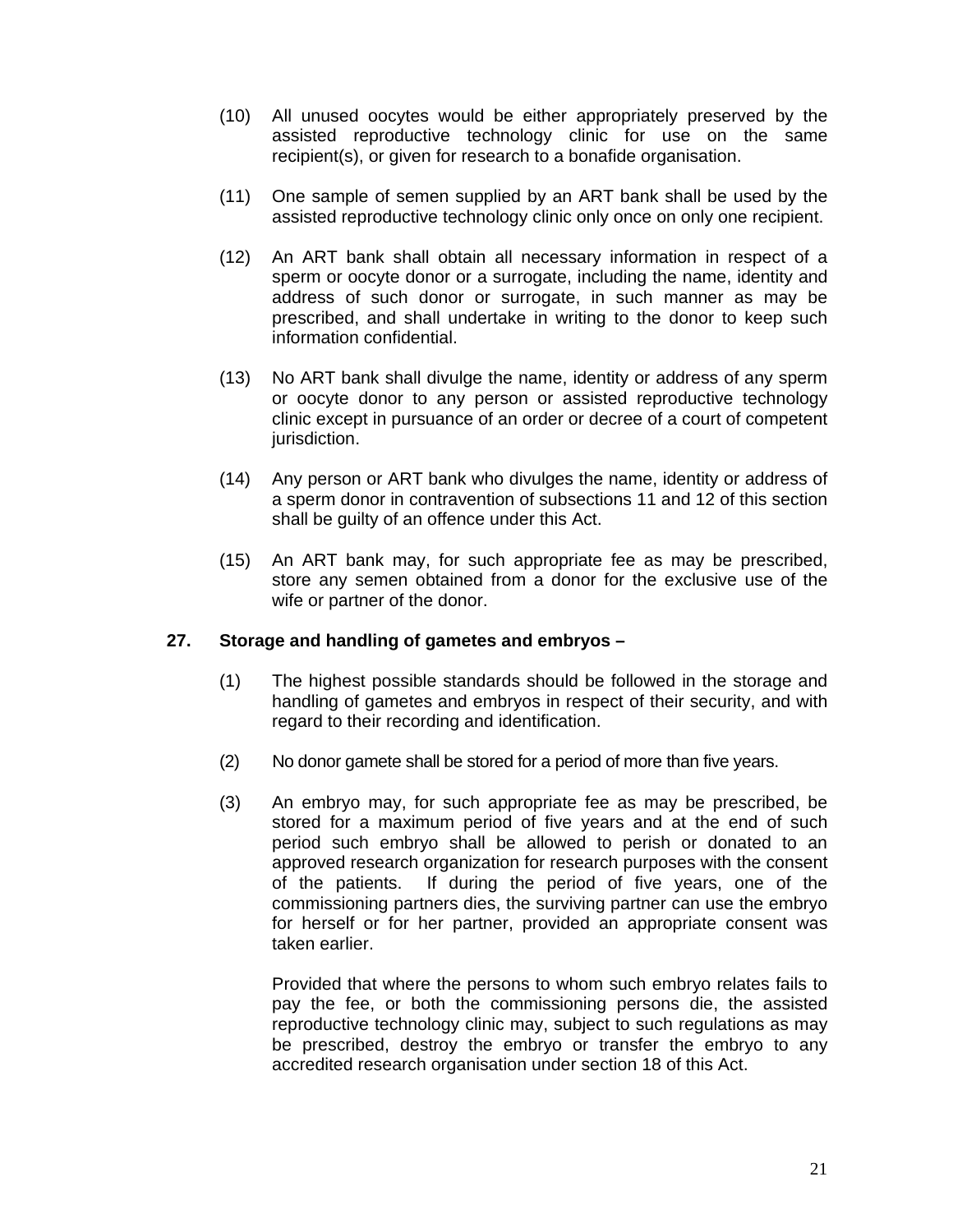(10) All unused oocytes would be either appropriately preserved by the assisted reproductive technology clinic for use on the same recipient(s), or given for research to a bonafide organisation.

(11) One sample of semen supplied by an ART bank shall be used by the assisted reproductive technology clinic only once on only one recipient.

(12) An ART bank shall obtain all necessary information in respect of a sperm or oocyte donor or a surrogate, including the name, identity and address of such donor or surrogate, in such manner as may be prescribed, and shall undertake in writing to the donor to keep such information confidential.

(13) No ART bank shall divulge the name, identity or address of any sperm or oocyte donor to any person or assisted reproductive technology clinic except in pursuance of an order or decree of a court of competent jurisdiction.

(14) Any person or ART bank who divulges the name, identity or address of a sperm donor in contravention of subsections 11 and 12 of this section shall be guilty of an offence under this Act.

(15) An ART bank may, for such appropriate fee as may be prescribed, store any semen obtained from a donor for the exclusive use of the wife or partner of the donor.

**27. Storage and handling of gametes and embryos –**

(1) The highest possible standards should be followed in the storage and handling of gametes and embryos in respect of their security, and with regard to their recording and identification.

(2) No donor gamete shall be stored for a period of more than five years.

(3) An embryo may, for such appropriate fee as may be prescribed, be stored for a maximum period of five years and at the end of such period such embryo shall be allowed to perish or donated to an approved research organization for research purposes with the consent of the patients. If during the period of five years, one of the commissioning partners dies, the surviving partner can use the embryo for herself or for her partner, provided an appropriate consent was taken earlier.

Provided that where the persons to whom such embryo relates fails to pay the fee, or both the commissioning persons die, the assisted reproductive technology clinic may, subject to such regulations as may be prescribed, destroy the embryo or transfer the embryo to any accredited research organisation under section 18 of this Act.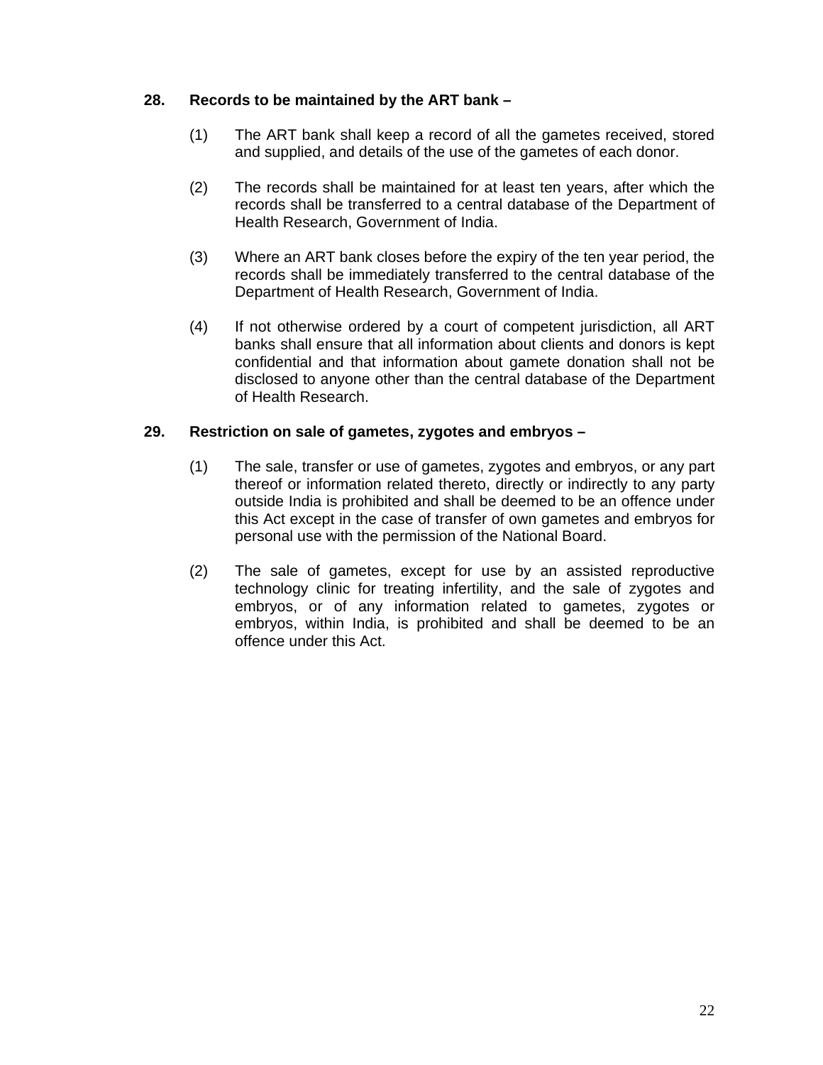**28. Records to be maintained by the ART bank –**

(1) The ART bank shall keep a record of all the gametes received, stored and supplied, and details of the use of the gametes of each donor.

(2) The records shall be maintained for at least ten years, after which the records shall be transferred to a central database of the Department of Health Research, Government of India.

(3) Where an ART bank closes before the expiry of the ten year period, the records shall be immediately transferred to the central database of the Department of Health Research, Government of India.

(4) If not otherwise ordered by a court of competent jurisdiction, all ART banks shall ensure that all information about clients and donors is kept confidential and that information about gamete donation shall not be disclosed to anyone other than the central database of the Department of Health Research.

**29. Restriction on sale of gametes, zygotes and embryos –**

(1) The sale, transfer or use of gametes, zygotes and embryos, or any part thereof or information related thereto, directly or indirectly to any party outside India is prohibited and shall be deemed to be an offence under this Act except in the case of transfer of own gametes and embryos for personal use with the permission of the National Board.

(2) The sale of gametes, except for use by an assisted reproductive technology clinic for treating infertility, and the sale of zygotes and embryos, or of any information related to gametes, zygotes or embryos, within India, is prohibited and shall be deemed to be an offence under this Act.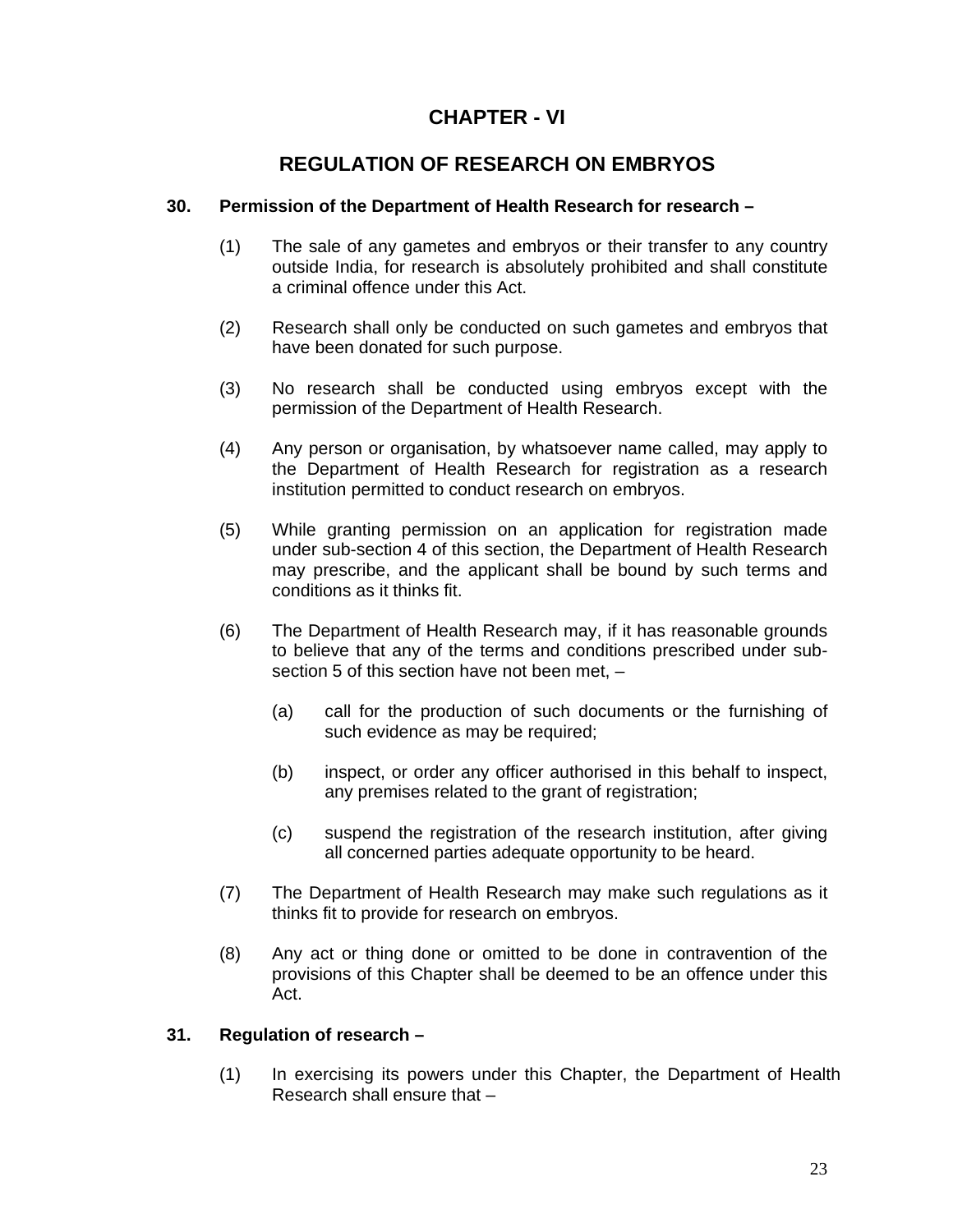# CHAPTER - VI

## REGULATION OF RESEARCH ON EMBRYOS

**30. Permission of the Department of Health Research for research –**

(1) The sale of any gametes and embryos or their transfer to any country outside India, for research is absolutely prohibited and shall constitute a criminal offence under this Act.

(2) Research shall only be conducted on such gametes and embryos that have been donated for such purpose.

(3) No research shall be conducted using embryos except with the permission of the Department of Health Research.

(4) Any person or organisation, by whatsoever name called, may apply to the Department of Health Research for registration as a research institution permitted to conduct research on embryos.

(5) While granting permission on an application for registration made under sub-section 4 of this section, the Department of Health Research may prescribe, and the applicant shall be bound by such terms and conditions as it thinks fit.

(6) The Department of Health Research may, if it has reasonable grounds to believe that any of the terms and conditions prescribed under sub-section 5 of this section have not been met, –

(a) call for the production of such documents or the furnishing of such evidence as may be required;

(b) inspect, or order any officer authorised in this behalf to inspect, any premises related to the grant of registration;

(c) suspend the registration of the research institution, after giving all concerned parties adequate opportunity to be heard.

(7) The Department of Health Research may make such regulations as it thinks fit to provide for research on embryos.

(8) Any act or thing done or omitted to be done in contravention of the provisions of this Chapter shall be deemed to be an offence under this Act.

**31. Regulation of research –**

(1) In exercising its powers under this Chapter, the Department of Health Research shall ensure that –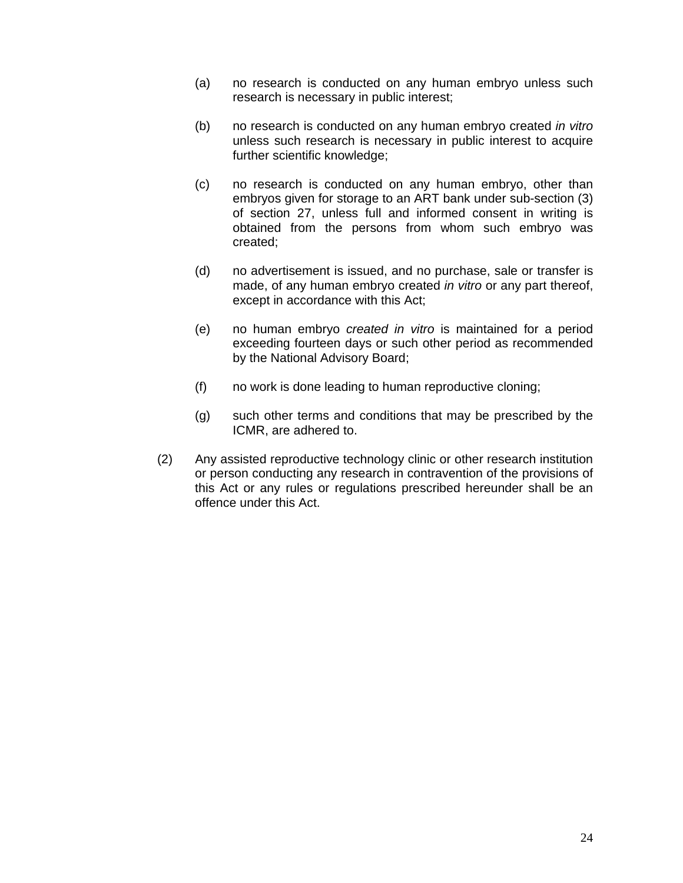(a) no research is conducted on any human embryo unless such research is necessary in public interest;

(b) no research is conducted on any human embryo created *in vitro* unless such research is necessary in public interest to acquire further scientific knowledge;

(c) no research is conducted on any human embryo, other than embryos given for storage to an ART bank under sub-section (3) of section 27, unless full and informed consent in writing is obtained from the persons from whom such embryo was created;

(d) no advertisement is issued, and no purchase, sale or transfer is made, of any human embryo created *in vitro* or any part thereof, except in accordance with this Act;

(e) no human embryo *created in vitro* is maintained for a period exceeding fourteen days or such other period as recommended by the National Advisory Board;

(f) no work is done leading to human reproductive cloning;

(g) such other terms and conditions that may be prescribed by the ICMR, are adhered to.

(2) Any assisted reproductive technology clinic or other research institution or person conducting any research in contravention of the provisions of this Act or any rules or regulations prescribed hereunder shall be an offence under this Act.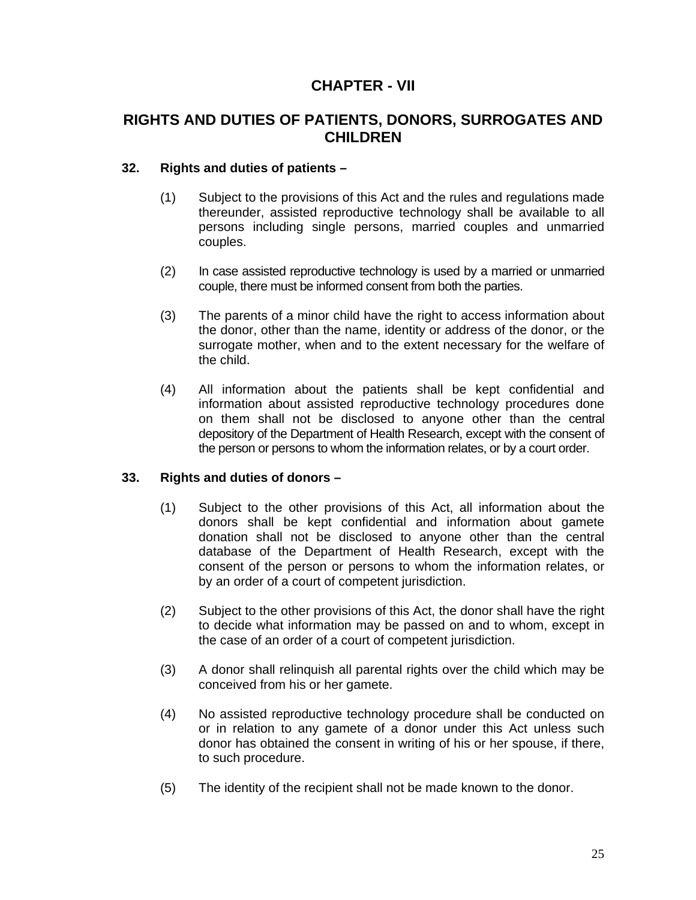# CHAPTER - VII

## RIGHTS AND DUTIES OF PATIENTS, DONORS, SURROGATES AND CHILDREN

### 32. Rights and duties of patients –

(1) Subject to the provisions of this Act and the rules and regulations made thereunder, assisted reproductive technology shall be available to all persons including single persons, married couples and unmarried couples.

(2) In case assisted reproductive technology is used by a married or unmarried couple, there must be informed consent from both the parties.

(3) The parents of a minor child have the right to access information about the donor, other than the name, identity or address of the donor, or the surrogate mother, when and to the extent necessary for the welfare of the child.

(4) All information about the patients shall be kept confidential and information about assisted reproductive technology procedures done on them shall not be disclosed to anyone other than the central depository of the Department of Health Research, except with the consent of the person or persons to whom the information relates, or by a court order.

### 33. Rights and duties of donors –

(1) Subject to the other provisions of this Act, all information about the donors shall be kept confidential and information about gamete donation shall not be disclosed to anyone other than the central database of the Department of Health Research, except with the consent of the person or persons to whom the information relates, or by an order of a court of competent jurisdiction.

(2) Subject to the other provisions of this Act, the donor shall have the right to decide what information may be passed on and to whom, except in the case of an order of a court of competent jurisdiction.

(3) A donor shall relinquish all parental rights over the child which may be conceived from his or her gamete.

(4) No assisted reproductive technology procedure shall be conducted on or in relation to any gamete of a donor under this Act unless such donor has obtained the consent in writing of his or her spouse, if there, to such procedure.

(5) The identity of the recipient shall not be made known to the donor.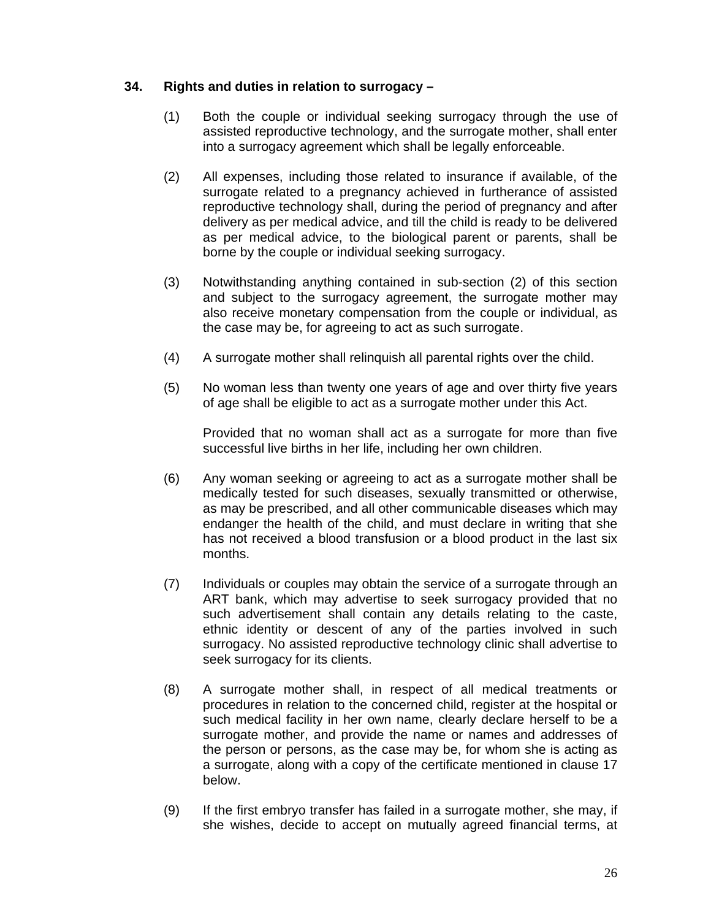**34. Rights and duties in relation to surrogacy –**

(1) Both the couple or individual seeking surrogacy through the use of assisted reproductive technology, and the surrogate mother, shall enter into a surrogacy agreement which shall be legally enforceable.

(2) All expenses, including those related to insurance if available, of the surrogate related to a pregnancy achieved in furtherance of assisted reproductive technology shall, during the period of pregnancy and after delivery as per medical advice, and till the child is ready to be delivered as per medical advice, to the biological parent or parents, shall be borne by the couple or individual seeking surrogacy.

(3) Notwithstanding anything contained in sub-section (2) of this section and subject to the surrogacy agreement, the surrogate mother may also receive monetary compensation from the couple or individual, as the case may be, for agreeing to act as such surrogate.

(4) A surrogate mother shall relinquish all parental rights over the child.

(5) No woman less than twenty one years of age and over thirty five years of age shall be eligible to act as a surrogate mother under this Act.

Provided that no woman shall act as a surrogate for more than five successful live births in her life, including her own children.

(6) Any woman seeking or agreeing to act as a surrogate mother shall be medically tested for such diseases, sexually transmitted or otherwise, as may be prescribed, and all other communicable diseases which may endanger the health of the child, and must declare in writing that she has not received a blood transfusion or a blood product in the last six months.

(7) Individuals or couples may obtain the service of a surrogate through an ART bank, which may advertise to seek surrogacy provided that no such advertisement shall contain any details relating to the caste, ethnic identity or descent of any of the parties involved in such surrogacy. No assisted reproductive technology clinic shall advertise to seek surrogacy for its clients.

(8) A surrogate mother shall, in respect of all medical treatments or procedures in relation to the concerned child, register at the hospital or such medical facility in her own name, clearly declare herself to be a surrogate mother, and provide the name or names and addresses of the person or persons, as the case may be, for whom she is acting as a surrogate, along with a copy of the certificate mentioned in clause 17 below.

(9) If the first embryo transfer has failed in a surrogate mother, she may, if she wishes, decide to accept on mutually agreed financial terms, at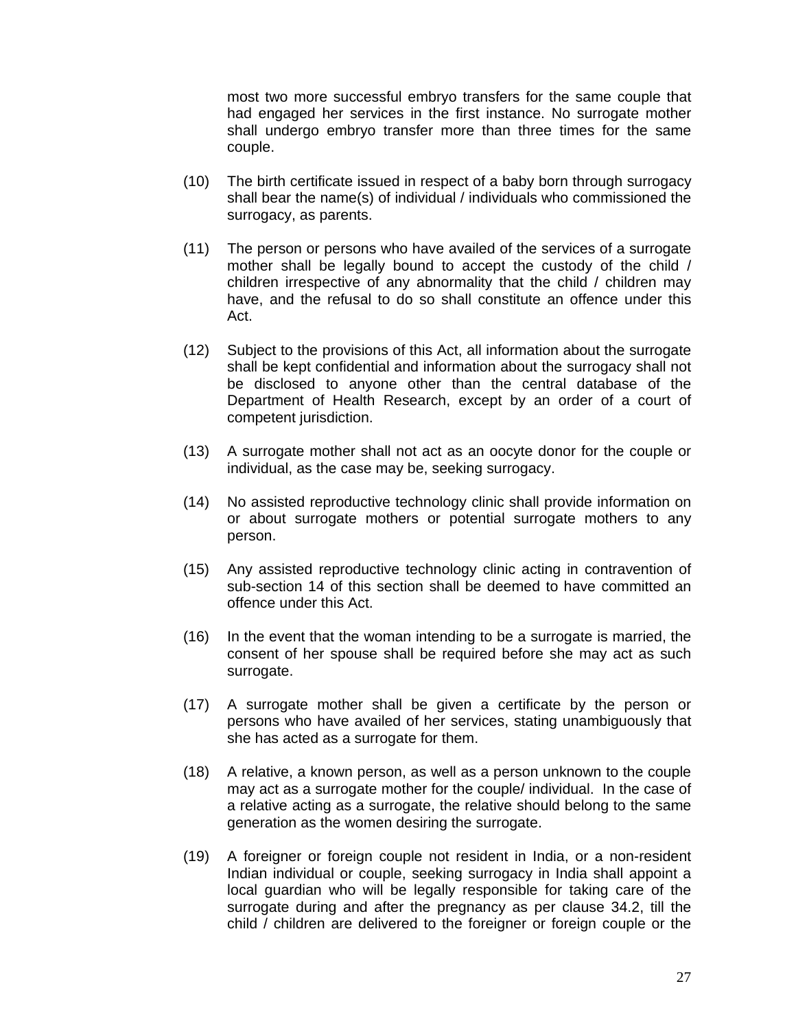most two more successful embryo transfers for the same couple that had engaged her services in the first instance. No surrogate mother shall undergo embryo transfer more than three times for the same couple.

(10) The birth certificate issued in respect of a baby born through surrogacy shall bear the name(s) of individual / individuals who commissioned the surrogacy, as parents.

(11) The person or persons who have availed of the services of a surrogate mother shall be legally bound to accept the custody of the child / children irrespective of any abnormality that the child / children may have, and the refusal to do so shall constitute an offence under this Act.

(12) Subject to the provisions of this Act, all information about the surrogate shall be kept confidential and information about the surrogacy shall not be disclosed to anyone other than the central database of the Department of Health Research, except by an order of a court of competent jurisdiction.

(13) A surrogate mother shall not act as an oocyte donor for the couple or individual, as the case may be, seeking surrogacy.

(14) No assisted reproductive technology clinic shall provide information on or about surrogate mothers or potential surrogate mothers to any person.

(15) Any assisted reproductive technology clinic acting in contravention of sub-section 14 of this section shall be deemed to have committed an offence under this Act.

(16) In the event that the woman intending to be a surrogate is married, the consent of her spouse shall be required before she may act as such surrogate.

(17) A surrogate mother shall be given a certificate by the person or persons who have availed of her services, stating unambiguously that she has acted as a surrogate for them.

(18) A relative, a known person, as well as a person unknown to the couple may act as a surrogate mother for the couple/ individual. In the case of a relative acting as a surrogate, the relative should belong to the same generation as the women desiring the surrogate.

(19) A foreigner or foreign couple not resident in India, or a non-resident Indian individual or couple, seeking surrogacy in India shall appoint a local guardian who will be legally responsible for taking care of the surrogate during and after the pregnancy as per clause 34.2, till the child / children are delivered to the foreigner or foreign couple or the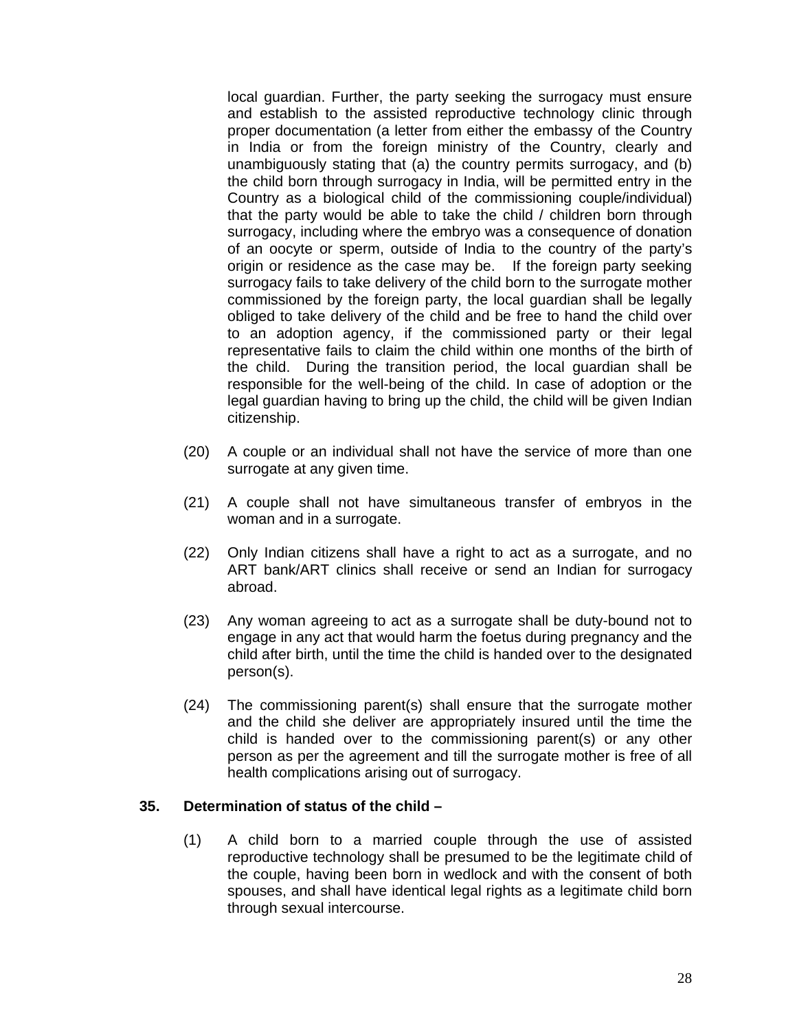local guardian. Further, the party seeking the surrogacy must ensure and establish to the assisted reproductive technology clinic through proper documentation (a letter from either the embassy of the Country in India or from the foreign ministry of the Country, clearly and unambiguously stating that (a) the country permits surrogacy, and (b) the child born through surrogacy in India, will be permitted entry in the Country as a biological child of the commissioning couple/individual) that the party would be able to take the child / children born through surrogacy, including where the embryo was a consequence of donation of an oocyte or sperm, outside of India to the country of the party's origin or residence as the case may be. If the foreign party seeking surrogacy fails to take delivery of the child born to the surrogate mother commissioned by the foreign party, the local guardian shall be legally obliged to take delivery of the child and be free to hand the child over to an adoption agency, if the commissioned party or their legal representative fails to claim the child within one months of the birth of the child. During the transition period, the local guardian shall be responsible for the well-being of the child. In case of adoption or the legal guardian having to bring up the child, the child will be given Indian citizenship.

(20) A couple or an individual shall not have the service of more than one surrogate at any given time.

(21) A couple shall not have simultaneous transfer of embryos in the woman and in a surrogate.

(22) Only Indian citizens shall have a right to act as a surrogate, and no ART bank/ART clinics shall receive or send an Indian for surrogacy abroad.

(23) Any woman agreeing to act as a surrogate shall be duty-bound not to engage in any act that would harm the foetus during pregnancy and the child after birth, until the time the child is handed over to the designated person(s).

(24) The commissioning parent(s) shall ensure that the surrogate mother and the child she deliver are appropriately insured until the time the child is handed over to the commissioning parent(s) or any other person as per the agreement and till the surrogate mother is free of all health complications arising out of surrogacy.

**35. Determination of status of the child –**

(1) A child born to a married couple through the use of assisted reproductive technology shall be presumed to be the legitimate child of the couple, having been born in wedlock and with the consent of both spouses, and shall have identical legal rights as a legitimate child born through sexual intercourse.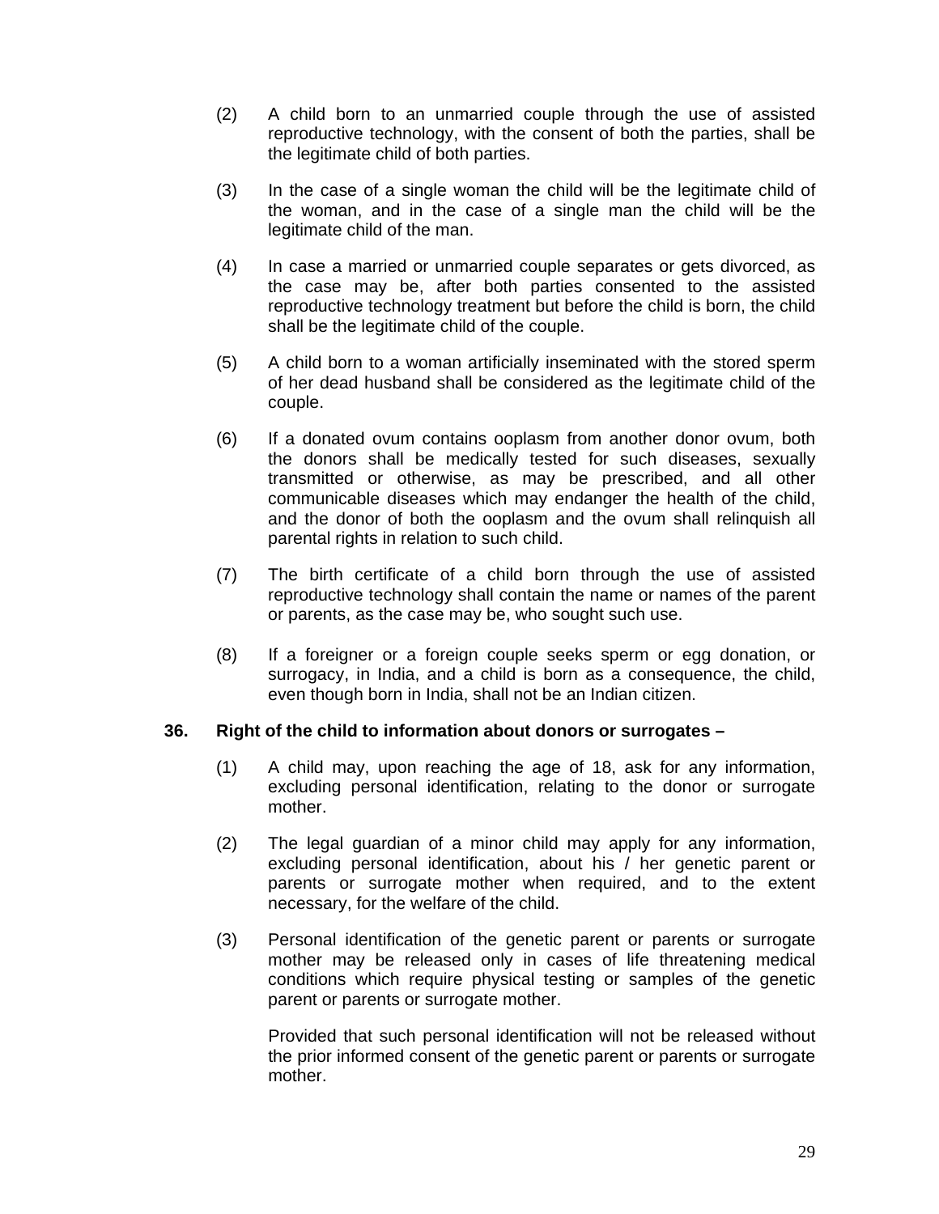(2) A child born to an unmarried couple through the use of assisted reproductive technology, with the consent of both the parties, shall be the legitimate child of both parties.

(3) In the case of a single woman the child will be the legitimate child of the woman, and in the case of a single man the child will be the legitimate child of the man.

(4) In case a married or unmarried couple separates or gets divorced, as the case may be, after both parties consented to the assisted reproductive technology treatment but before the child is born, the child shall be the legitimate child of the couple.

(5) A child born to a woman artificially inseminated with the stored sperm of her dead husband shall be considered as the legitimate child of the couple.

(6) If a donated ovum contains ooplasm from another donor ovum, both the donors shall be medically tested for such diseases, sexually transmitted or otherwise, as may be prescribed, and all other communicable diseases which may endanger the health of the child, and the donor of both the ooplasm and the ovum shall relinquish all parental rights in relation to such child.

(7) The birth certificate of a child born through the use of assisted reproductive technology shall contain the name or names of the parent or parents, as the case may be, who sought such use.

(8) If a foreigner or a foreign couple seeks sperm or egg donation, or surrogacy, in India, and a child is born as a consequence, the child, even though born in India, shall not be an Indian citizen.

**36. Right of the child to information about donors or surrogates –**

(1) A child may, upon reaching the age of 18, ask for any information, excluding personal identification, relating to the donor or surrogate mother.

(2) The legal guardian of a minor child may apply for any information, excluding personal identification, about his / her genetic parent or parents or surrogate mother when required, and to the extent necessary, for the welfare of the child.

(3) Personal identification of the genetic parent or parents or surrogate mother may be released only in cases of life threatening medical conditions which require physical testing or samples of the genetic parent or parents or surrogate mother.

Provided that such personal identification will not be released without the prior informed consent of the genetic parent or parents or surrogate mother.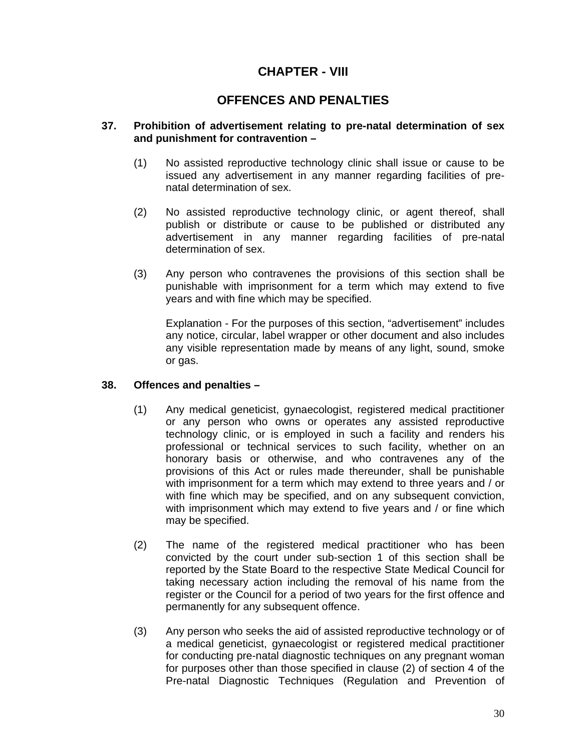# CHAPTER - VIII

## OFFENCES AND PENALTIES

**37. Prohibition of advertisement relating to pre-natal determination of sex and punishment for contravention –**

(1) No assisted reproductive technology clinic shall issue or cause to be issued any advertisement in any manner regarding facilities of pre-natal determination of sex.

(2) No assisted reproductive technology clinic, or agent thereof, shall publish or distribute or cause to be published or distributed any advertisement in any manner regarding facilities of pre-natal determination of sex.

(3) Any person who contravenes the provisions of this section shall be punishable with imprisonment for a term which may extend to five years and with fine which may be specified.

Explanation - For the purposes of this section, “advertisement” includes any notice, circular, label wrapper or other document and also includes any visible representation made by means of any light, sound, smoke or gas.

**38. Offences and penalties –**

(1) Any medical geneticist, gynaecologist, registered medical practitioner or any person who owns or operates any assisted reproductive technology clinic, or is employed in such a facility and renders his professional or technical services to such facility, whether on an honorary basis or otherwise, and who contravenes any of the provisions of this Act or rules made thereunder, shall be punishable with imprisonment for a term which may extend to three years and / or with fine which may be specified, and on any subsequent conviction, with imprisonment which may extend to five years and / or fine which may be specified.

(2) The name of the registered medical practitioner who has been convicted by the court under sub-section 1 of this section shall be reported by the State Board to the respective State Medical Council for taking necessary action including the removal of his name from the register or the Council for a period of two years for the first offence and permanently for any subsequent offence.

(3) Any person who seeks the aid of assisted reproductive technology or of a medical geneticist, gynaecologist or registered medical practitioner for conducting pre-natal diagnostic techniques on any pregnant woman for purposes other than those specified in clause (2) of section 4 of the Pre-natal Diagnostic Techniques (Regulation and Prevention of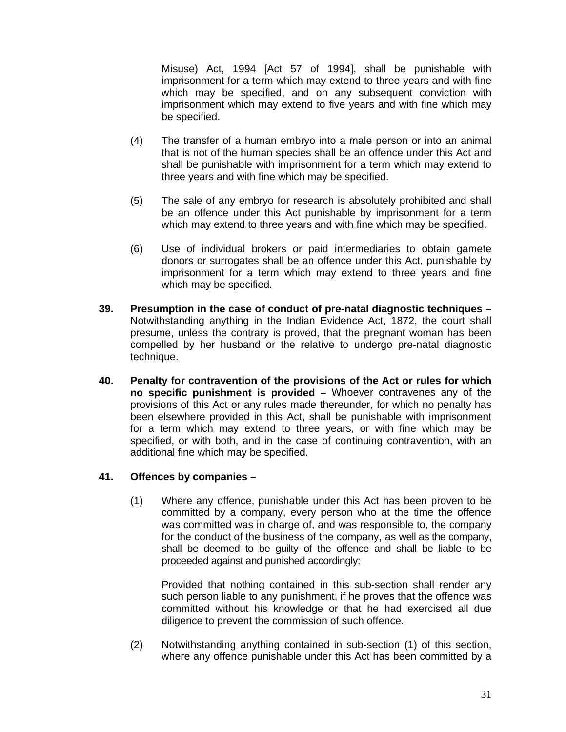Misuse) Act, 1994 [Act 57 of 1994], shall be punishable with imprisonment for a term which may extend to three years and with fine which may be specified, and on any subsequent conviction with imprisonment which may extend to five years and with fine which may be specified.

(4) The transfer of a human embryo into a male person or into an animal that is not of the human species shall be an offence under this Act and shall be punishable with imprisonment for a term which may extend to three years and with fine which may be specified.

(5) The sale of any embryo for research is absolutely prohibited and shall be an offence under this Act punishable by imprisonment for a term which may extend to three years and with fine which may be specified.

(6) Use of individual brokers or paid intermediaries to obtain gamete donors or surrogates shall be an offence under this Act, punishable by imprisonment for a term which may extend to three years and fine which may be specified.

**39. Presumption in the case of conduct of pre-natal diagnostic techniques –** Notwithstanding anything in the Indian Evidence Act, 1872, the court shall presume, unless the contrary is proved, that the pregnant woman has been compelled by her husband or the relative to undergo pre-natal diagnostic technique.

**40. Penalty for contravention of the provisions of the Act or rules for which no specific punishment is provided –** Whoever contravenes any of the provisions of this Act or any rules made thereunder, for which no penalty has been elsewhere provided in this Act, shall be punishable with imprisonment for a term which may extend to three years, or with fine which may be specified, or with both, and in the case of continuing contravention, with an additional fine which may be specified.

**41. Offences by companies –**

(1) Where any offence, punishable under this Act has been proven to be committed by a company, every person who at the time the offence was committed was in charge of, and was responsible to, the company for the conduct of the business of the company, as well as the company, shall be deemed to be guilty of the offence and shall be liable to be proceeded against and punished accordingly:

Provided that nothing contained in this sub-section shall render any such person liable to any punishment, if he proves that the offence was committed without his knowledge or that he had exercised all due diligence to prevent the commission of such offence.

(2) Notwithstanding anything contained in sub-section (1) of this section, where any offence punishable under this Act has been committed by a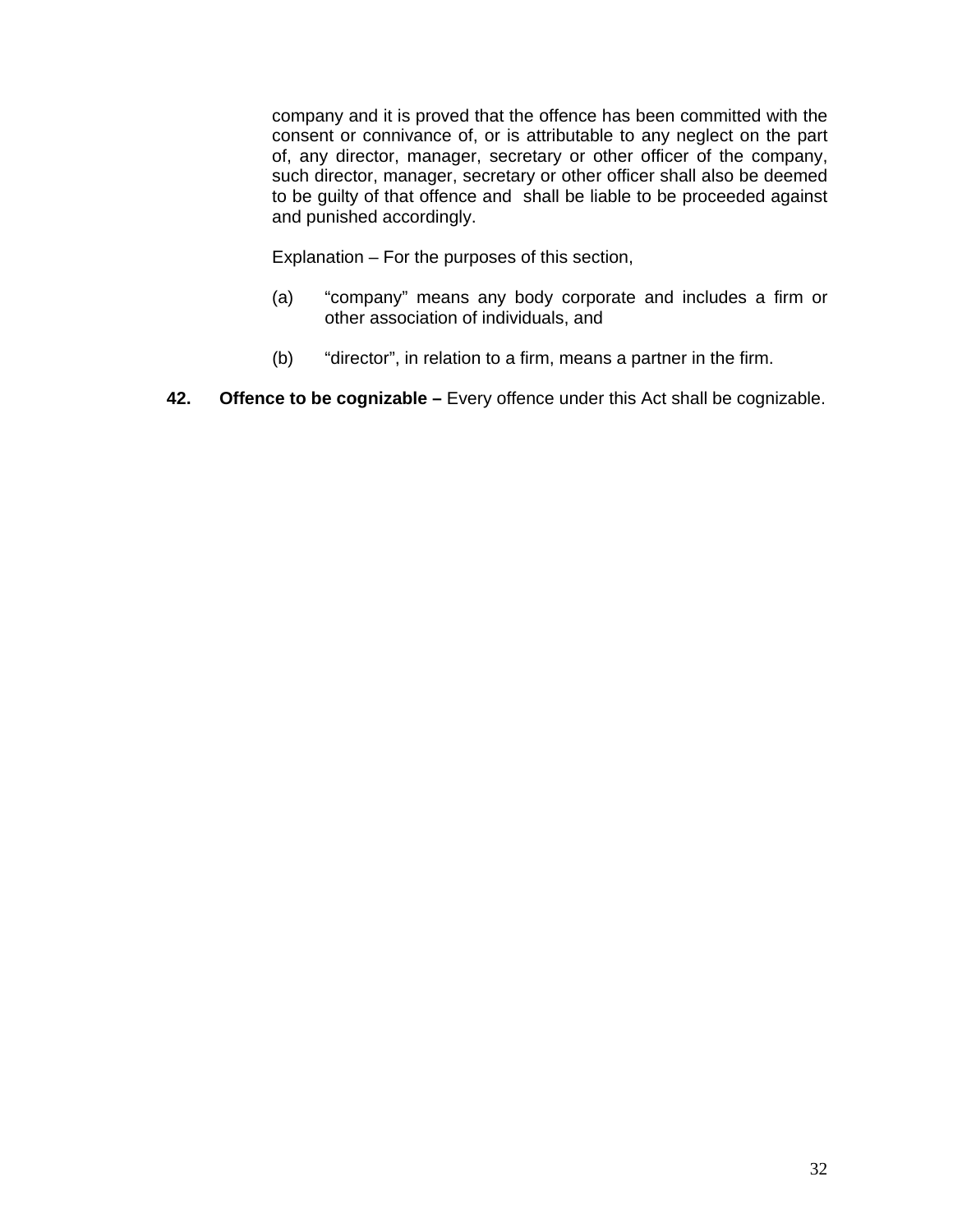company and it is proved that the offence has been committed with the consent or connivance of, or is attributable to any neglect on the part of, any director, manager, secretary or other officer of the company, such director, manager, secretary or other officer shall also be deemed to be guilty of that offence and shall be liable to be proceeded against and punished accordingly.

Explanation – For the purposes of this section,

(a) "company" means any body corporate and includes a firm or other association of individuals, and

(b) "director", in relation to a firm, means a partner in the firm.

**42. Offence to be cognizable –** Every offence under this Act shall be cognizable.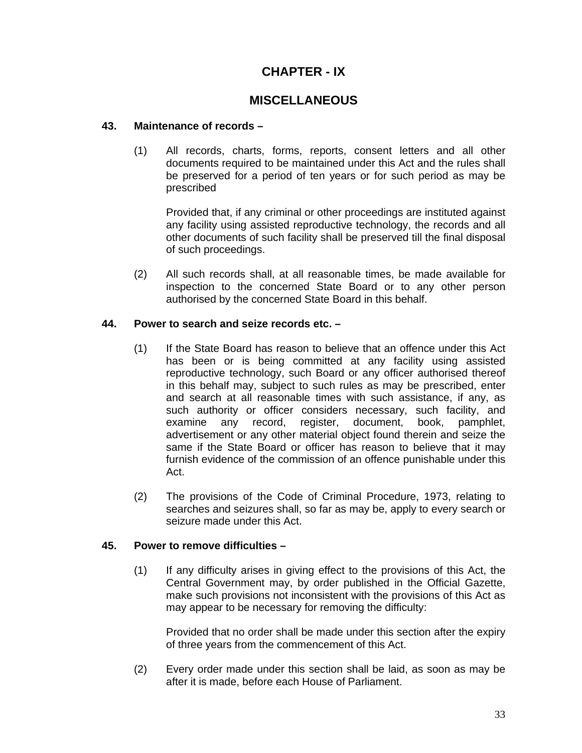# CHAPTER - IX

# MISCELLANEOUS

### 43. Maintenance of records –

(1) All records, charts, forms, reports, consent letters and all other documents required to be maintained under this Act and the rules shall be preserved for a period of ten years or for such period as may be prescribed

Provided that, if any criminal or other proceedings are instituted against any facility using assisted reproductive technology, the records and all other documents of such facility shall be preserved till the final disposal of such proceedings.

(2) All such records shall, at all reasonable times, be made available for inspection to the concerned State Board or to any other person authorised by the concerned State Board in this behalf.

### 44. Power to search and seize records etc. –

(1) If the State Board has reason to believe that an offence under this Act has been or is being committed at any facility using assisted reproductive technology, such Board or any officer authorised thereof in this behalf may, subject to such rules as may be prescribed, enter and search at all reasonable times with such assistance, if any, as such authority or officer considers necessary, such facility, and examine any record, register, document, book, pamphlet, advertisement or any other material object found therein and seize the same if the State Board or officer has reason to believe that it may furnish evidence of the commission of an offence punishable under this Act.

(2) The provisions of the Code of Criminal Procedure, 1973, relating to searches and seizures shall, so far as may be, apply to every search or seizure made under this Act.

### 45. Power to remove difficulties –

(1) If any difficulty arises in giving effect to the provisions of this Act, the Central Government may, by order published in the Official Gazette, make such provisions not inconsistent with the provisions of this Act as may appear to be necessary for removing the difficulty:

Provided that no order shall be made under this section after the expiry of three years from the commencement of this Act.

(2) Every order made under this section shall be laid, as soon as may be after it is made, before each House of Parliament.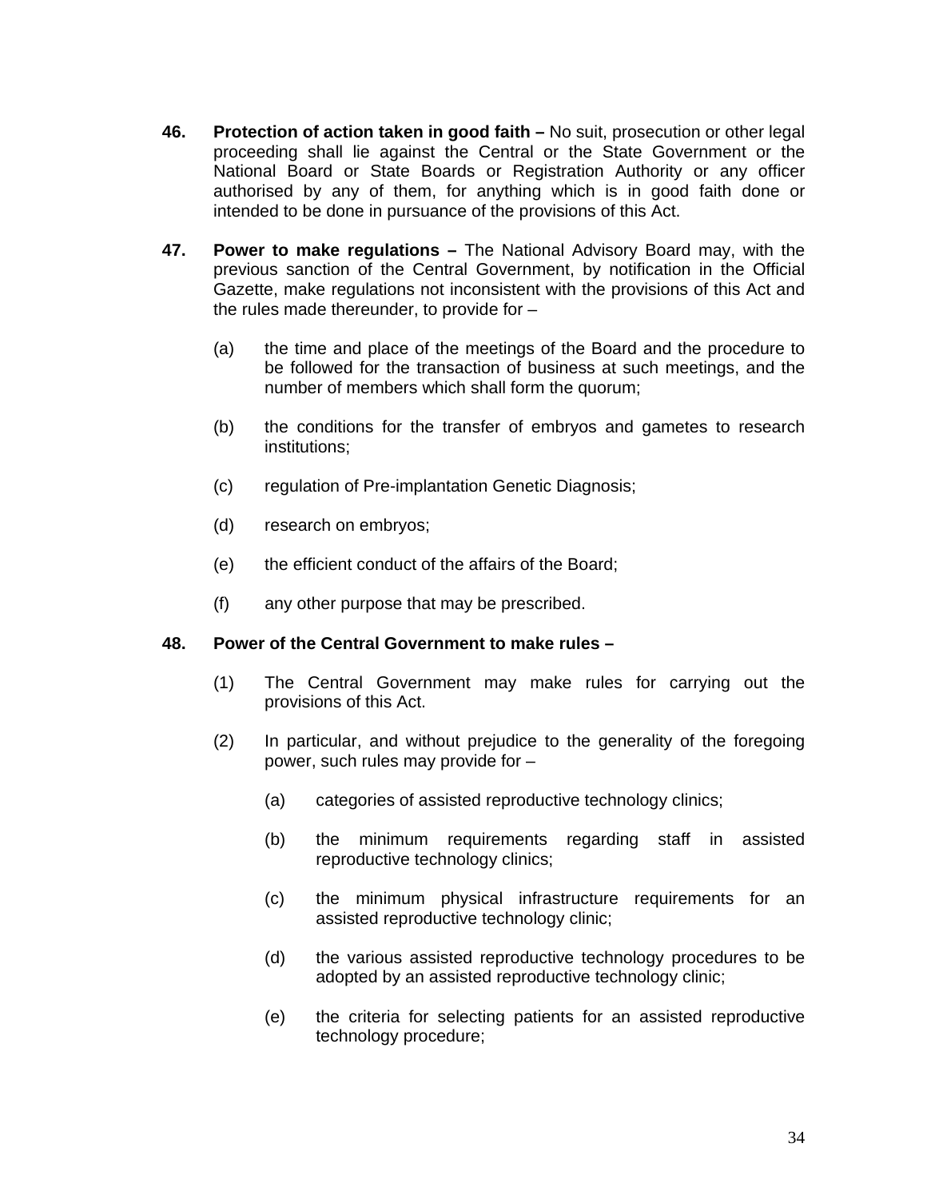**46. Protection of action taken in good faith –** No suit, prosecution or other legal proceeding shall lie against the Central or the State Government or the National Board or State Boards or Registration Authority or any officer authorised by any of them, for anything which is in good faith done or intended to be done in pursuance of the provisions of this Act.

**47. Power to make regulations –** The National Advisory Board may, with the previous sanction of the Central Government, by notification in the Official Gazette, make regulations not inconsistent with the provisions of this Act and the rules made thereunder, to provide for –

(a) the time and place of the meetings of the Board and the procedure to be followed for the transaction of business at such meetings, and the number of members which shall form the quorum;

(b) the conditions for the transfer of embryos and gametes to research institutions;

(c) regulation of Pre-implantation Genetic Diagnosis;

(d) research on embryos;

(e) the efficient conduct of the affairs of the Board;

(f) any other purpose that may be prescribed.

**48. Power of the Central Government to make rules –**

(1) The Central Government may make rules for carrying out the provisions of this Act.

(2) In particular, and without prejudice to the generality of the foregoing power, such rules may provide for –

(a) categories of assisted reproductive technology clinics;

(b) the minimum requirements regarding staff in assisted reproductive technology clinics;

(c) the minimum physical infrastructure requirements for an assisted reproductive technology clinic;

(d) the various assisted reproductive technology procedures to be adopted by an assisted reproductive technology clinic;

(e) the criteria for selecting patients for an assisted reproductive technology procedure;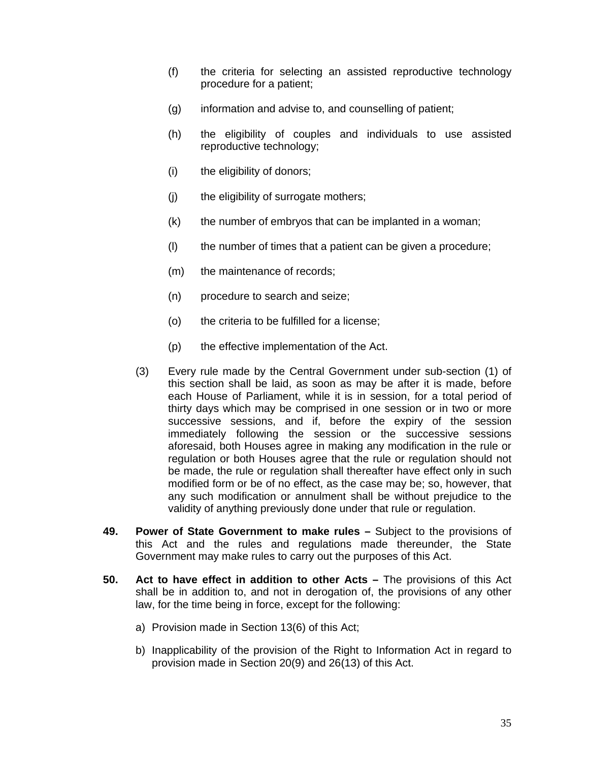(f) the criteria for selecting an assisted reproductive technology procedure for a patient;

(g) information and advise to, and counselling of patient;

(h) the eligibility of couples and individuals to use assisted reproductive technology;

(i) the eligibility of donors;

(j) the eligibility of surrogate mothers;

(k) the number of embryos that can be implanted in a woman;

(l) the number of times that a patient can be given a procedure;

(m) the maintenance of records;

(n) procedure to search and seize;

(o) the criteria to be fulfilled for a license;

(p) the effective implementation of the Act.

(3) Every rule made by the Central Government under sub-section (1) of this section shall be laid, as soon as may be after it is made, before each House of Parliament, while it is in session, for a total period of thirty days which may be comprised in one session or in two or more successive sessions, and if, before the expiry of the session immediately following the session or the successive sessions aforesaid, both Houses agree in making any modification in the rule or regulation or both Houses agree that the rule or regulation should not be made, the rule or regulation shall thereafter have effect only in such modified form or be of no effect, as the case may be; so, however, that any such modification or annulment shall be without prejudice to the validity of anything previously done under that rule or regulation.

**49. Power of State Government to make rules –** Subject to the provisions of this Act and the rules and regulations made thereunder, the State Government may make rules to carry out the purposes of this Act.

**50. Act to have effect in addition to other Acts –** The provisions of this Act shall be in addition to, and not in derogation of, the provisions of any other law, for the time being in force, except for the following:

a) Provision made in Section 13(6) of this Act;

b) Inapplicability of the provision of the Right to Information Act in regard to provision made in Section 20(9) and 26(13) of this Act.